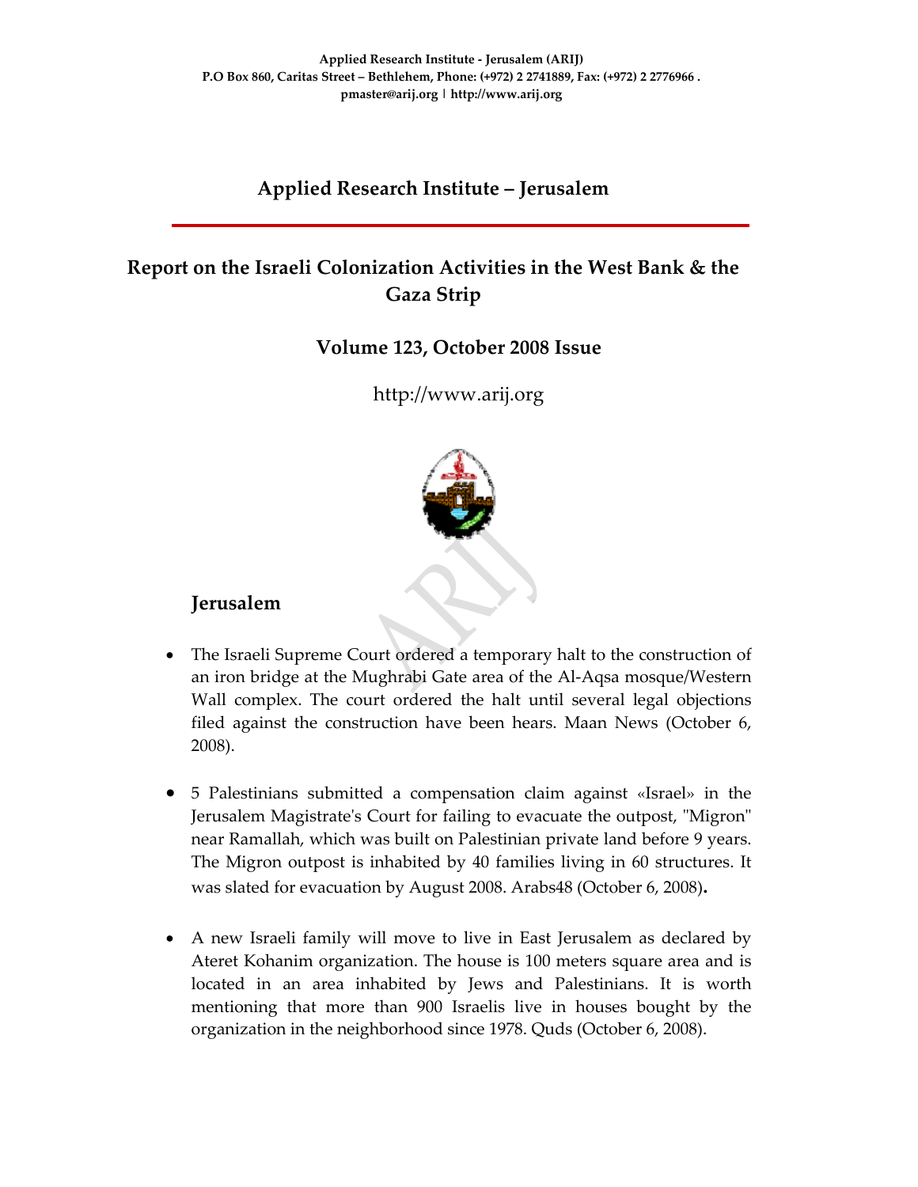Applied Research Institute - Jerusalem (ARIJ)
P.O Box 860, Caritas Street – Bethlehem, Phone: (+972) 2 2741889, Fax: (+972) 2 2776966 .
pmaster@arij.org | http://www.arij.org

# Applied Research Institute – Jerusalem

## Report on the Israeli Colonization Activities in the West Bank & the Gaza Strip

### Volume 123, October 2008 Issue

http://www.arij.org

## Jerusalem

- The Israeli Supreme Court ordered a temporary halt to the construction of an iron bridge at the Mughrabi Gate area of the Al-Aqsa mosque/Western Wall complex. The court ordered the halt until several legal objections filed against the construction have been hears. Maan News (October 6, 2008).

- 5 Palestinians submitted a compensation claim against «Israel» in the Jerusalem Magistrate's Court for failing to evacuate the outpost, "Migron" near Ramallah, which was built on Palestinian private land before 9 years. The Migron outpost is inhabited by 40 families living in 60 structures. It was slated for evacuation by August 2008. Arabs48 (October 6, 2008).

- A new Israeli family will move to live in East Jerusalem as declared by Ateret Kohanim organization. The house is 100 meters square area and is located in an area inhabited by Jews and Palestinians. It is worth mentioning that more than 900 Israelis live in houses bought by the organization in the neighborhood since 1978. Quds (October 6, 2008).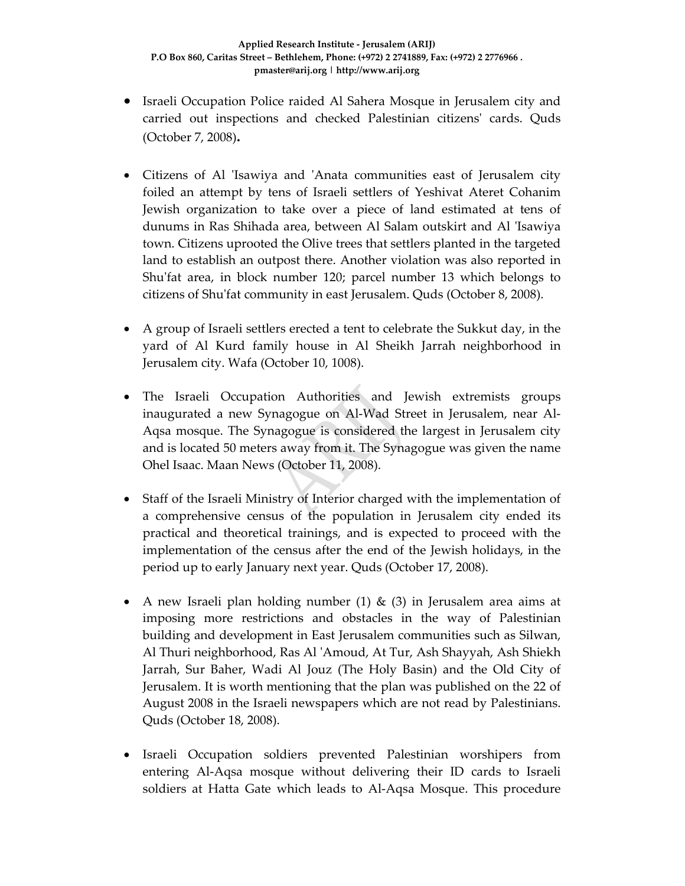- Israeli Occupation Police raided Al Sahera Mosque in Jerusalem city and carried out inspections and checked Palestinian citizens' cards. Quds (October 7, 2008).

- Citizens of Al 'Isawiya and 'Anata communities east of Jerusalem city foiled an attempt by tens of Israeli settlers of Yeshivat Ateret Cohanim Jewish organization to take over a piece of land estimated at tens of dunums in Ras Shihada area, between Al Salam outskirt and Al 'Isawiya town. Citizens uprooted the Olive trees that settlers planted in the targeted land to establish an outpost there. Another violation was also reported in Shu'fat area, in block number 120; parcel number 13 which belongs to citizens of Shu'fat community in east Jerusalem. Quds (October 8, 2008).

- A group of Israeli settlers erected a tent to celebrate the Sukkut day, in the yard of Al Kurd family house in Al Sheikh Jarrah neighborhood in Jerusalem city. Wafa (October 10, 1008).

- The Israeli Occupation Authorities and Jewish extremists groups inaugurated a new Synagogue on Al-Wad Street in Jerusalem, near Al-Aqsa mosque. The Synagogue is considered the largest in Jerusalem city and is located 50 meters away from it. The Synagogue was given the name Ohel Isaac. Maan News (October 11, 2008).

- Staff of the Israeli Ministry of Interior charged with the implementation of a comprehensive census of the population in Jerusalem city ended its practical and theoretical trainings, and is expected to proceed with the implementation of the census after the end of the Jewish holidays, in the period up to early January next year. Quds (October 17, 2008).

- A new Israeli plan holding number (1) & (3) in Jerusalem area aims at imposing more restrictions and obstacles in the way of Palestinian building and development in East Jerusalem communities such as Silwan, Al Thuri neighborhood, Ras Al 'Amoud, At Tur, Ash Shayyah, Ash Shiekh Jarrah, Sur Baher, Wadi Al Jouz (The Holy Basin) and the Old City of Jerusalem. It is worth mentioning that the plan was published on the 22 of August 2008 in the Israeli newspapers which are not read by Palestinians. Quds (October 18, 2008).

- Israeli Occupation soldiers prevented Palestinian worshipers from entering Al-Aqsa mosque without delivering their ID cards to Israeli soldiers at Hatta Gate which leads to Al-Aqsa Mosque. This procedure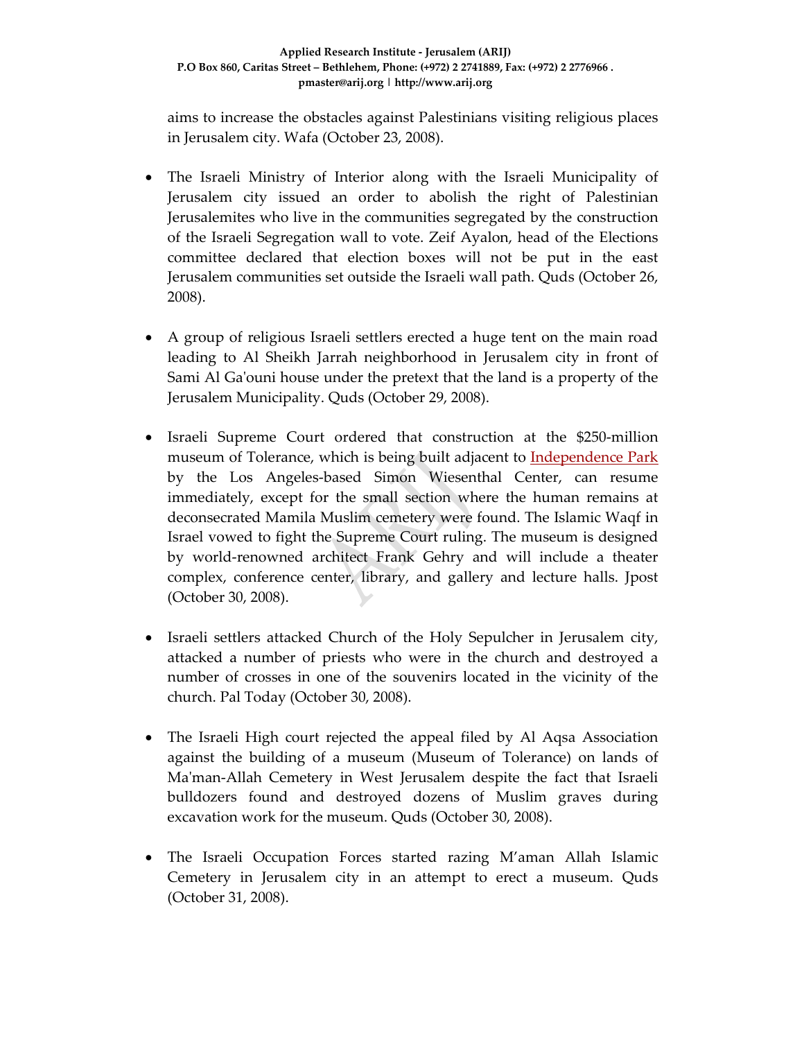aims to increase the obstacles against Palestinians visiting religious places in Jerusalem city. Wafa (October 23, 2008).

- The Israeli Ministry of Interior along with the Israeli Municipality of Jerusalem city issued an order to abolish the right of Palestinian Jerusalemites who live in the communities segregated by the construction of the Israeli Segregation wall to vote. Zeif Ayalon, head of the Elections committee declared that election boxes will not be put in the east Jerusalem communities set outside the Israeli wall path. Quds (October 26, 2008).

- A group of religious Israeli settlers erected a huge tent on the main road leading to Al Sheikh Jarrah neighborhood in Jerusalem city in front of Sami Al Ga'ouni house under the pretext that the land is a property of the Jerusalem Municipality. Quds (October 29, 2008).

- Israeli Supreme Court ordered that construction at the $250-million museum of Tolerance, which is being built adjacent to Independence Park by the Los Angeles-based Simon Wiesenthal Center, can resume immediately, except for the small section where the human remains at deconsecrated Mamila Muslim cemetery were found. The Islamic Waqf in Israel vowed to fight the Supreme Court ruling. The museum is designed by world-renowned architect Frank Gehry and will include a theater complex, conference center, library, and gallery and lecture halls. Jpost (October 30, 2008).

- Israeli settlers attacked Church of the Holy Sepulcher in Jerusalem city, attacked a number of priests who were in the church and destroyed a number of crosses in one of the souvenirs located in the vicinity of the church. Pal Today (October 30, 2008).

- The Israeli High court rejected the appeal filed by Al Aqsa Association against the building of a museum (Museum of Tolerance) on lands of Ma'man-Allah Cemetery in West Jerusalem despite the fact that Israeli bulldozers found and destroyed dozens of Muslim graves during excavation work for the museum. Quds (October 30, 2008).

- The Israeli Occupation Forces started razing M'aman Allah Islamic Cemetery in Jerusalem city in an attempt to erect a museum. Quds (October 31, 2008).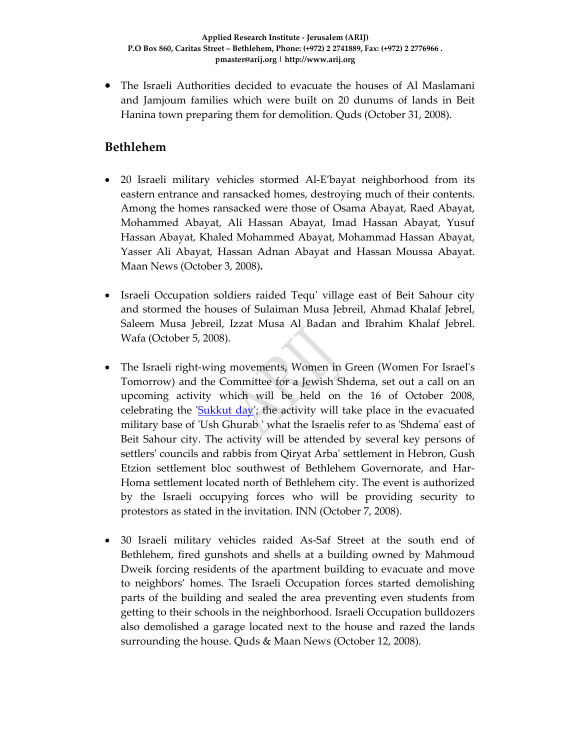- The Israeli Authorities decided to evacuate the houses of Al Maslamani and Jamjoum families which were built on 20 dunums of lands in Beit Hanina town preparing them for demolition. Quds (October 31, 2008).

## Bethlehem

- 20 Israeli military vehicles stormed Al-E'bayat neighborhood from its eastern entrance and ransacked homes, destroying much of their contents. Among the homes ransacked were those of Osama Abayat, Raed Abayat, Mohammed Abayat, Ali Hassan Abayat, Imad Hassan Abayat, Yusuf Hassan Abayat, Khaled Mohammed Abayat, Mohammad Hassan Abayat, Yasser Ali Abayat, Hassan Adnan Abayat and Hassan Moussa Abayat. Maan News (October 3, 2008)**.**

- Israeli Occupation soldiers raided Tequ' village east of Beit Sahour city and stormed the houses of Sulaiman Musa Jebreil, Ahmad Khalaf Jebrel, Saleem Musa Jebreil, Izzat Musa Al Badan and Ibrahim Khalaf Jebrel. Wafa (October 5, 2008).

- The Israeli right-wing movements, Women in Green (Women For Israel's Tomorrow) and the Committee for a Jewish Shdema, set out a call on an upcoming activity which will be held on the 16 of October 2008, celebrating the 'Sukkut day'; the activity will take place in the evacuated military base of 'Ush Ghurab ' what the Israelis refer to as 'Shdema' east of Beit Sahour city. The activity will be attended by several key persons of settlers' councils and rabbis from Qiryat Arba' settlement in Hebron, Gush Etzion settlement bloc southwest of Bethlehem Governorate, and Har-Homa settlement located north of Bethlehem city. The event is authorized by the Israeli occupying forces who will be providing security to protestors as stated in the invitation. INN (October 7, 2008).

- 30 Israeli military vehicles raided As-Saf Street at the south end of Bethlehem, fired gunshots and shells at a building owned by Mahmoud Dweik forcing residents of the apartment building to evacuate and move to neighbors' homes. The Israeli Occupation forces started demolishing parts of the building and sealed the area preventing even students from getting to their schools in the neighborhood. Israeli Occupation bulldozers also demolished a garage located next to the house and razed the lands surrounding the house. Quds & Maan News (October 12, 2008).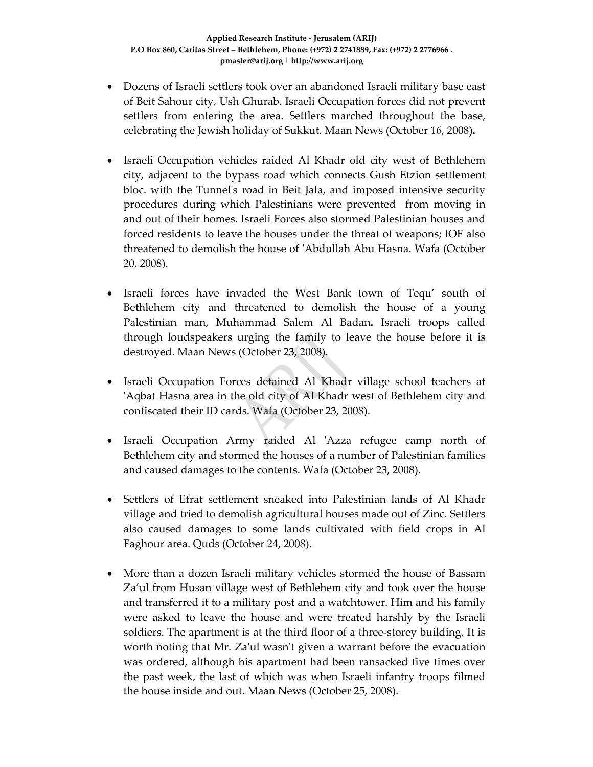- Dozens of Israeli settlers took over an abandoned Israeli military base east of Beit Sahour city, Ush Ghurab. Israeli Occupation forces did not prevent settlers from entering the area. Settlers marched throughout the base, celebrating the Jewish holiday of Sukkut. Maan News (October 16, 2008).

- Israeli Occupation vehicles raided Al Khadr old city west of Bethlehem city, adjacent to the bypass road which connects Gush Etzion settlement bloc. with the Tunnel's road in Beit Jala, and imposed intensive security procedures during which Palestinians were prevented from moving in and out of their homes. Israeli Forces also stormed Palestinian houses and forced residents to leave the houses under the threat of weapons; IOF also threatened to demolish the house of 'Abdullah Abu Hasna. Wafa (October 20, 2008).

- Israeli forces have invaded the West Bank town of Tequ' south of Bethlehem city and threatened to demolish the house of a young Palestinian man, Muhammad Salem Al Badan**.** Israeli troops called through loudspeakers urging the family to leave the house before it is destroyed. Maan News (October 23, 2008).

- Israeli Occupation Forces detained Al Khadr village school teachers at 'Aqbat Hasna area in the old city of Al Khadr west of Bethlehem city and confiscated their ID cards. Wafa (October 23, 2008).

- Israeli Occupation Army raided Al 'Azza refugee camp north of Bethlehem city and stormed the houses of a number of Palestinian families and caused damages to the contents. Wafa (October 23, 2008).

- Settlers of Efrat settlement sneaked into Palestinian lands of Al Khadr village and tried to demolish agricultural houses made out of Zinc. Settlers also caused damages to some lands cultivated with field crops in Al Faghour area. Quds (October 24, 2008).

- More than a dozen Israeli military vehicles stormed the house of Bassam Za'ul from Husan village west of Bethlehem city and took over the house and transferred it to a military post and a watchtower. Him and his family were asked to leave the house and were treated harshly by the Israeli soldiers. The apartment is at the third floor of a three-storey building. It is worth noting that Mr. Za'ul wasn't given a warrant before the evacuation was ordered, although his apartment had been ransacked five times over the past week, the last of which was when Israeli infantry troops filmed the house inside and out. Maan News (October 25, 2008).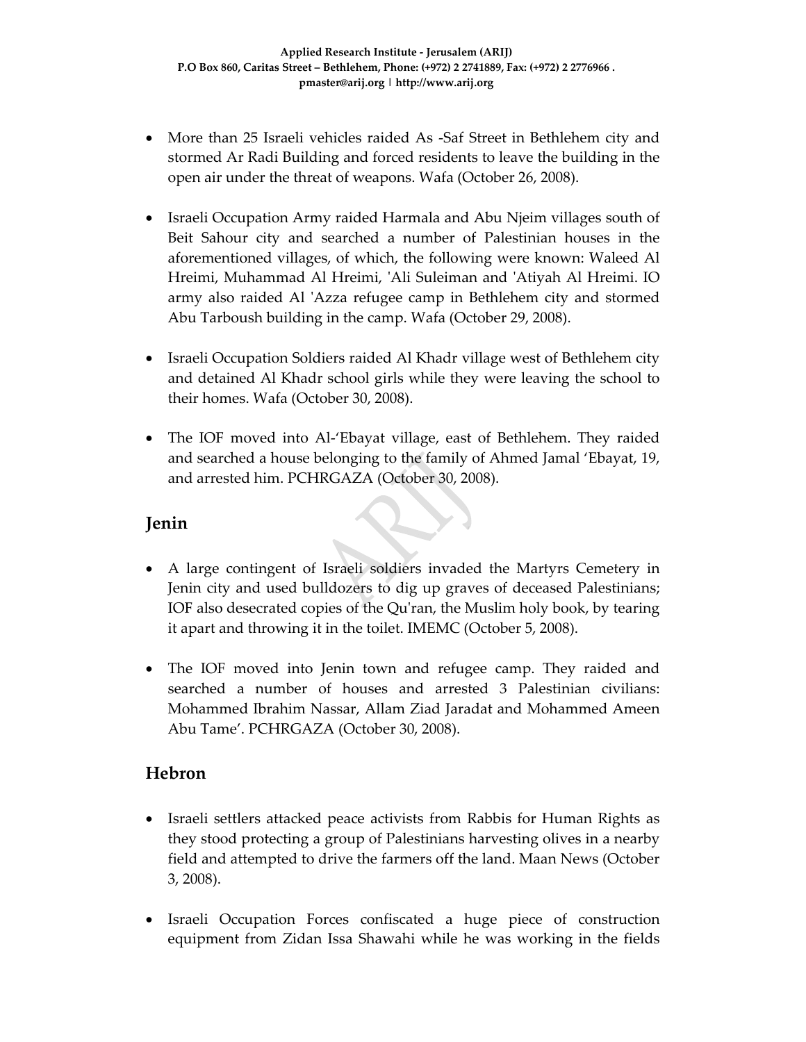- More than 25 Israeli vehicles raided As -Saf Street in Bethlehem city and stormed Ar Radi Building and forced residents to leave the building in the open air under the threat of weapons. Wafa (October 26, 2008).

- Israeli Occupation Army raided Harmala and Abu Njeim villages south of Beit Sahour city and searched a number of Palestinian houses in the aforementioned villages, of which, the following were known: Waleed Al Hreimi, Muhammad Al Hreimi, 'Ali Suleiman and 'Atiyah Al Hreimi. IO army also raided Al 'Azza refugee camp in Bethlehem city and stormed Abu Tarboush building in the camp. Wafa (October 29, 2008).

- Israeli Occupation Soldiers raided Al Khadr village west of Bethlehem city and detained Al Khadr school girls while they were leaving the school to their homes. Wafa (October 30, 2008).

- The IOF moved into Al-'Ebayat village, east of Bethlehem. They raided and searched a house belonging to the family of Ahmed Jamal 'Ebayat, 19, and arrested him. PCHRGAZA (October 30, 2008).

## Jenin

- A large contingent of Israeli soldiers invaded the Martyrs Cemetery in Jenin city and used bulldozers to dig up graves of deceased Palestinians; IOF also desecrated copies of the Qu'ran, the Muslim holy book, by tearing it apart and throwing it in the toilet. IMEMC (October 5, 2008).

- The IOF moved into Jenin town and refugee camp. They raided and searched a number of houses and arrested 3 Palestinian civilians: Mohammed Ibrahim Nassar, Allam Ziad Jaradat and Mohammed Ameen Abu Tame'. PCHRGAZA (October 30, 2008).

## Hebron

- Israeli settlers attacked peace activists from Rabbis for Human Rights as they stood protecting a group of Palestinians harvesting olives in a nearby field and attempted to drive the farmers off the land. Maan News (October 3, 2008).

- Israeli Occupation Forces confiscated a huge piece of construction equipment from Zidan Issa Shawahi while he was working in the fields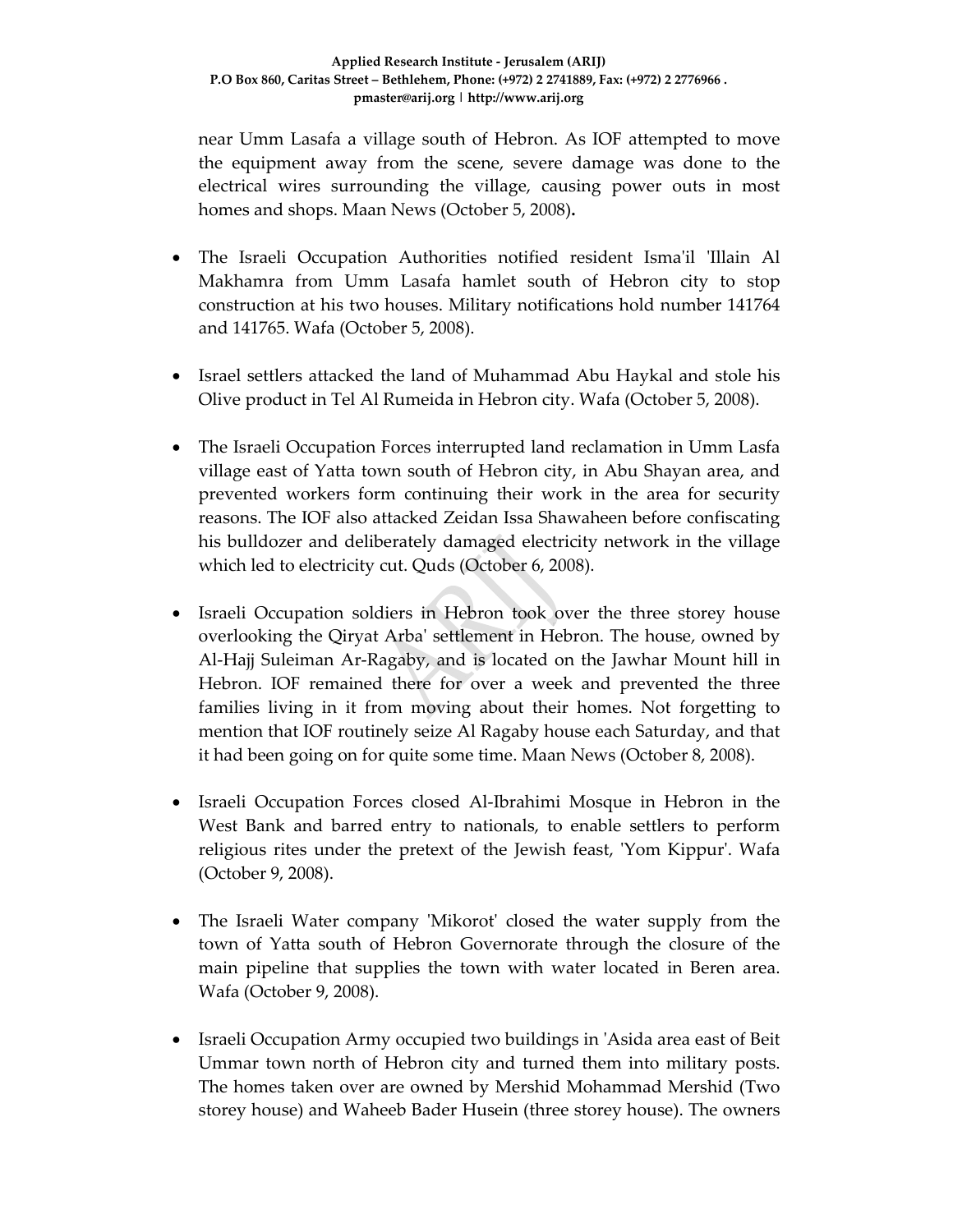near Umm Lasafa a village south of Hebron. As IOF attempted to move the equipment away from the scene, severe damage was done to the electrical wires surrounding the village, causing power outs in most homes and shops. Maan News (October 5, 2008)**.**

- The Israeli Occupation Authorities notified resident Isma'il 'Illain Al Makhamra from Umm Lasafa hamlet south of Hebron city to stop construction at his two houses. Military notifications hold number 141764 and 141765. Wafa (October 5, 2008).

- Israel settlers attacked the land of Muhammad Abu Haykal and stole his Olive product in Tel Al Rumeida in Hebron city. Wafa (October 5, 2008).

- The Israeli Occupation Forces interrupted land reclamation in Umm Lasfa village east of Yatta town south of Hebron city, in Abu Shayan area, and prevented workers form continuing their work in the area for security reasons. The IOF also attacked Zeidan Issa Shawaheen before confiscating his bulldozer and deliberately damaged electricity network in the village which led to electricity cut. Quds (October 6, 2008).

- Israeli Occupation soldiers in Hebron took over the three storey house overlooking the Qiryat Arba' settlement in Hebron. The house, owned by Al-Hajj Suleiman Ar-Ragaby, and is located on the Jawhar Mount hill in Hebron. IOF remained there for over a week and prevented the three families living in it from moving about their homes. Not forgetting to mention that IOF routinely seize Al Ragaby house each Saturday, and that it had been going on for quite some time. Maan News (October 8, 2008).

- Israeli Occupation Forces closed Al-Ibrahimi Mosque in Hebron in the West Bank and barred entry to nationals, to enable settlers to perform religious rites under the pretext of the Jewish feast, 'Yom Kippur'. Wafa (October 9, 2008).

- The Israeli Water company 'Mikorot' closed the water supply from the town of Yatta south of Hebron Governorate through the closure of the main pipeline that supplies the town with water located in Beren area. Wafa (October 9, 2008).

- Israeli Occupation Army occupied two buildings in 'Asida area east of Beit Ummar town north of Hebron city and turned them into military posts. The homes taken over are owned by Mershid Mohammad Mershid (Two storey house) and Waheeb Bader Husein (three storey house). The owners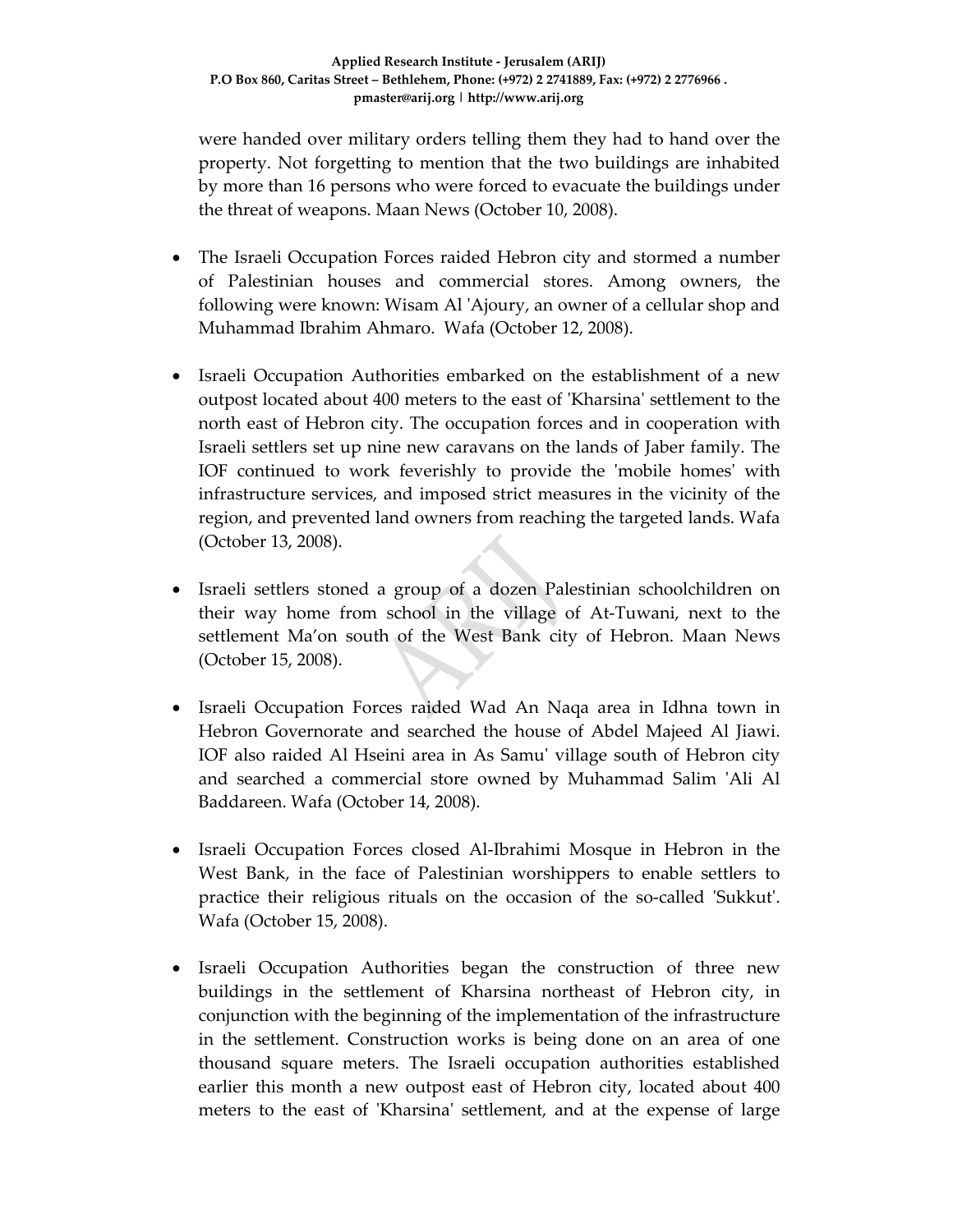were handed over military orders telling them they had to hand over the property. Not forgetting to mention that the two buildings are inhabited by more than 16 persons who were forced to evacuate the buildings under the threat of weapons. Maan News (October 10, 2008).

- The Israeli Occupation Forces raided Hebron city and stormed a number of Palestinian houses and commercial stores. Among owners, the following were known: Wisam Al 'Ajoury, an owner of a cellular shop and Muhammad Ibrahim Ahmaro. Wafa (October 12, 2008).

- Israeli Occupation Authorities embarked on the establishment of a new outpost located about 400 meters to the east of 'Kharsina' settlement to the north east of Hebron city. The occupation forces and in cooperation with Israeli settlers set up nine new caravans on the lands of Jaber family. The IOF continued to work feverishly to provide the 'mobile homes' with infrastructure services, and imposed strict measures in the vicinity of the region, and prevented land owners from reaching the targeted lands. Wafa (October 13, 2008).

- Israeli settlers stoned a group of a dozen Palestinian schoolchildren on their way home from school in the village of At-Tuwani, next to the settlement Ma'on south of the West Bank city of Hebron. Maan News (October 15, 2008).

- Israeli Occupation Forces raided Wad An Naqa area in Idhna town in Hebron Governorate and searched the house of Abdel Majeed Al Jiawi. IOF also raided Al Hseini area in As Samu' village south of Hebron city and searched a commercial store owned by Muhammad Salim 'Ali Al Baddareen. Wafa (October 14, 2008).

- Israeli Occupation Forces closed Al-Ibrahimi Mosque in Hebron in the West Bank, in the face of Palestinian worshippers to enable settlers to practice their religious rituals on the occasion of the so-called 'Sukkut'. Wafa (October 15, 2008).

- Israeli Occupation Authorities began the construction of three new buildings in the settlement of Kharsina northeast of Hebron city, in conjunction with the beginning of the implementation of the infrastructure in the settlement. Construction works is being done on an area of one thousand square meters. The Israeli occupation authorities established earlier this month a new outpost east of Hebron city, located about 400 meters to the east of 'Kharsina' settlement, and at the expense of large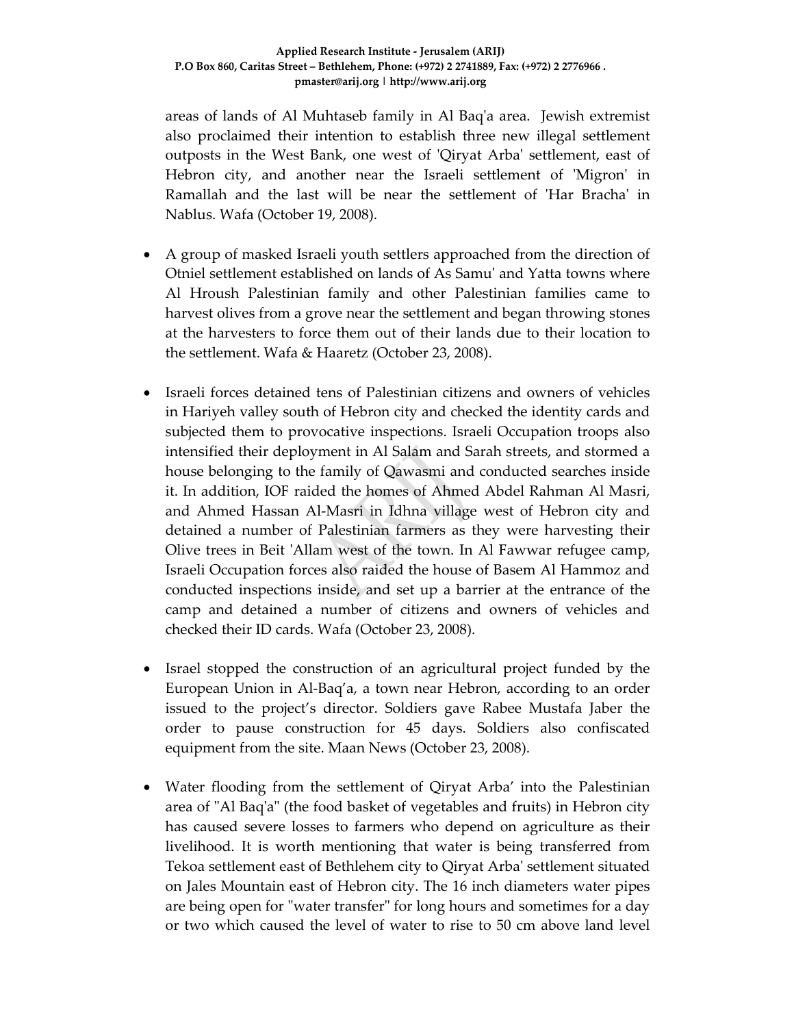areas of lands of Al Muhtaseb family in Al Baq'a area. Jewish extremist also proclaimed their intention to establish three new illegal settlement outposts in the West Bank, one west of 'Qiryat Arba' settlement, east of Hebron city, and another near the Israeli settlement of 'Migron' in Ramallah and the last will be near the settlement of 'Har Bracha' in Nablus. Wafa (October 19, 2008).

- A group of masked Israeli youth settlers approached from the direction of Otniel settlement established on lands of As Samu' and Yatta towns where Al Hroush Palestinian family and other Palestinian families came to harvest olives from a grove near the settlement and began throwing stones at the harvesters to force them out of their lands due to their location to the settlement. Wafa & Haaretz (October 23, 2008).

- Israeli forces detained tens of Palestinian citizens and owners of vehicles in Hariyeh valley south of Hebron city and checked the identity cards and subjected them to provocative inspections. Israeli Occupation troops also intensified their deployment in Al Salam and Sarah streets, and stormed a house belonging to the family of Qawasmi and conducted searches inside it. In addition, IOF raided the homes of Ahmed Abdel Rahman Al Masri, and Ahmed Hassan Al-Masri in Idhna village west of Hebron city and detained a number of Palestinian farmers as they were harvesting their Olive trees in Beit 'Allam west of the town. In Al Fawwar refugee camp, Israeli Occupation forces also raided the house of Basem Al Hammoz and conducted inspections inside, and set up a barrier at the entrance of the camp and detained a number of citizens and owners of vehicles and checked their ID cards. Wafa (October 23, 2008).

- Israel stopped the construction of an agricultural project funded by the European Union in Al-Baq'a, a town near Hebron, according to an order issued to the project's director. Soldiers gave Rabee Mustafa Jaber the order to pause construction for 45 days. Soldiers also confiscated equipment from the site. Maan News (October 23, 2008).

- Water flooding from the settlement of Qiryat Arba' into the Palestinian area of "Al Baq'a" (the food basket of vegetables and fruits) in Hebron city has caused severe losses to farmers who depend on agriculture as their livelihood. It is worth mentioning that water is being transferred from Tekoa settlement east of Bethlehem city to Qiryat Arba' settlement situated on Jales Mountain east of Hebron city. The 16 inch diameters water pipes are being open for "water transfer" for long hours and sometimes for a day or two which caused the level of water to rise to 50 cm above land level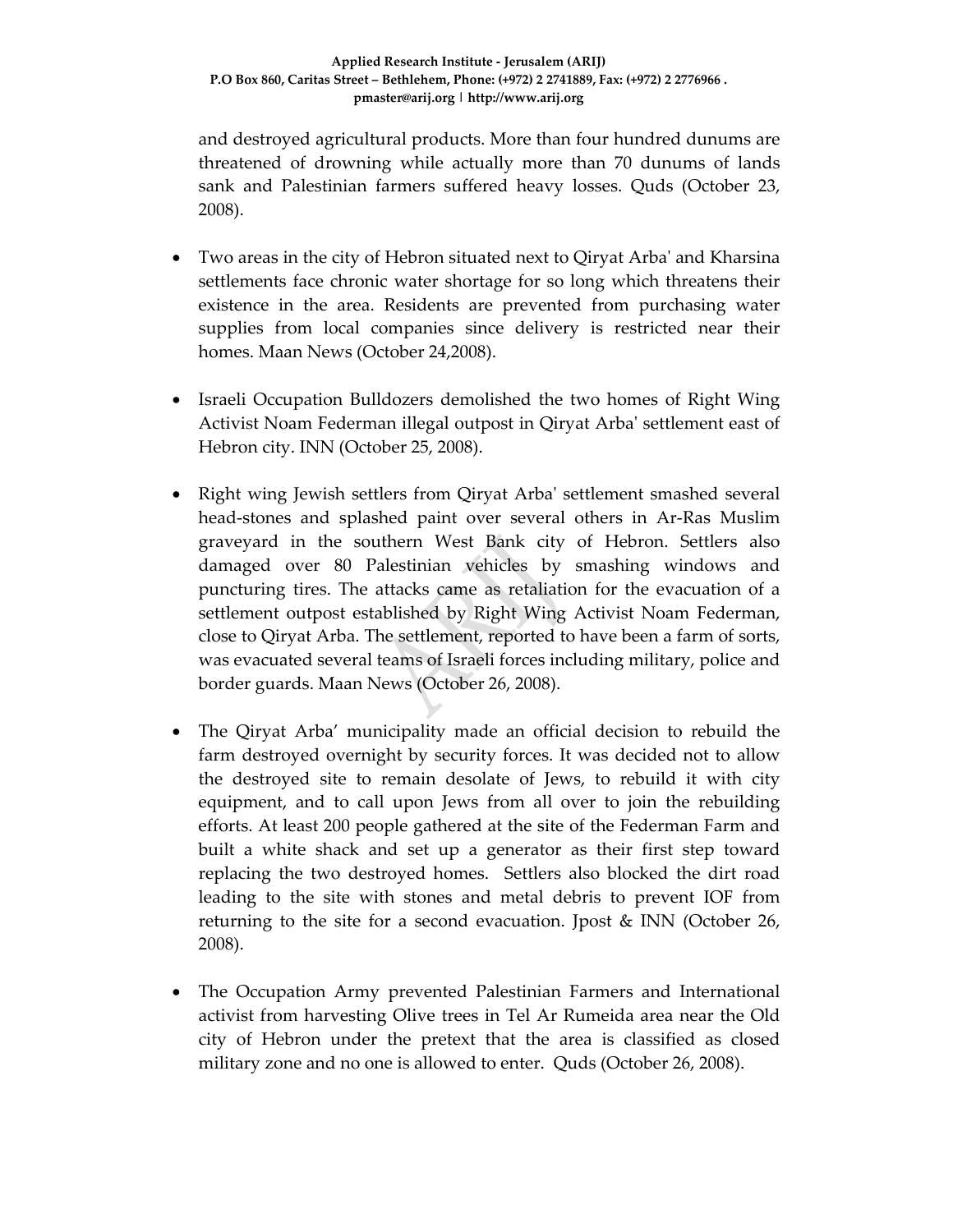and destroyed agricultural products. More than four hundred dunums are threatened of drowning while actually more than 70 dunums of lands sank and Palestinian farmers suffered heavy losses. Quds (October 23, 2008).

- Two areas in the city of Hebron situated next to Qiryat Arba' and Kharsina settlements face chronic water shortage for so long which threatens their existence in the area. Residents are prevented from purchasing water supplies from local companies since delivery is restricted near their homes. Maan News (October 24,2008).

- Israeli Occupation Bulldozers demolished the two homes of Right Wing Activist Noam Federman illegal outpost in Qiryat Arba' settlement east of Hebron city. INN (October 25, 2008).

- Right wing Jewish settlers from Qiryat Arba' settlement smashed several head-stones and splashed paint over several others in Ar-Ras Muslim graveyard in the southern West Bank city of Hebron. Settlers also damaged over 80 Palestinian vehicles by smashing windows and puncturing tires. The attacks came as retaliation for the evacuation of a settlement outpost established by Right Wing Activist Noam Federman, close to Qiryat Arba. The settlement, reported to have been a farm of sorts, was evacuated several teams of Israeli forces including military, police and border guards. Maan News (October 26, 2008).

- The Qiryat Arba' municipality made an official decision to rebuild the farm destroyed overnight by security forces. It was decided not to allow the destroyed site to remain desolate of Jews, to rebuild it with city equipment, and to call upon Jews from all over to join the rebuilding efforts. At least 200 people gathered at the site of the Federman Farm and built a white shack and set up a generator as their first step toward replacing the two destroyed homes. Settlers also blocked the dirt road leading to the site with stones and metal debris to prevent IOF from returning to the site for a second evacuation. Jpost & INN (October 26, 2008).

- The Occupation Army prevented Palestinian Farmers and International activist from harvesting Olive trees in Tel Ar Rumeida area near the Old city of Hebron under the pretext that the area is classified as closed military zone and no one is allowed to enter. Quds (October 26, 2008).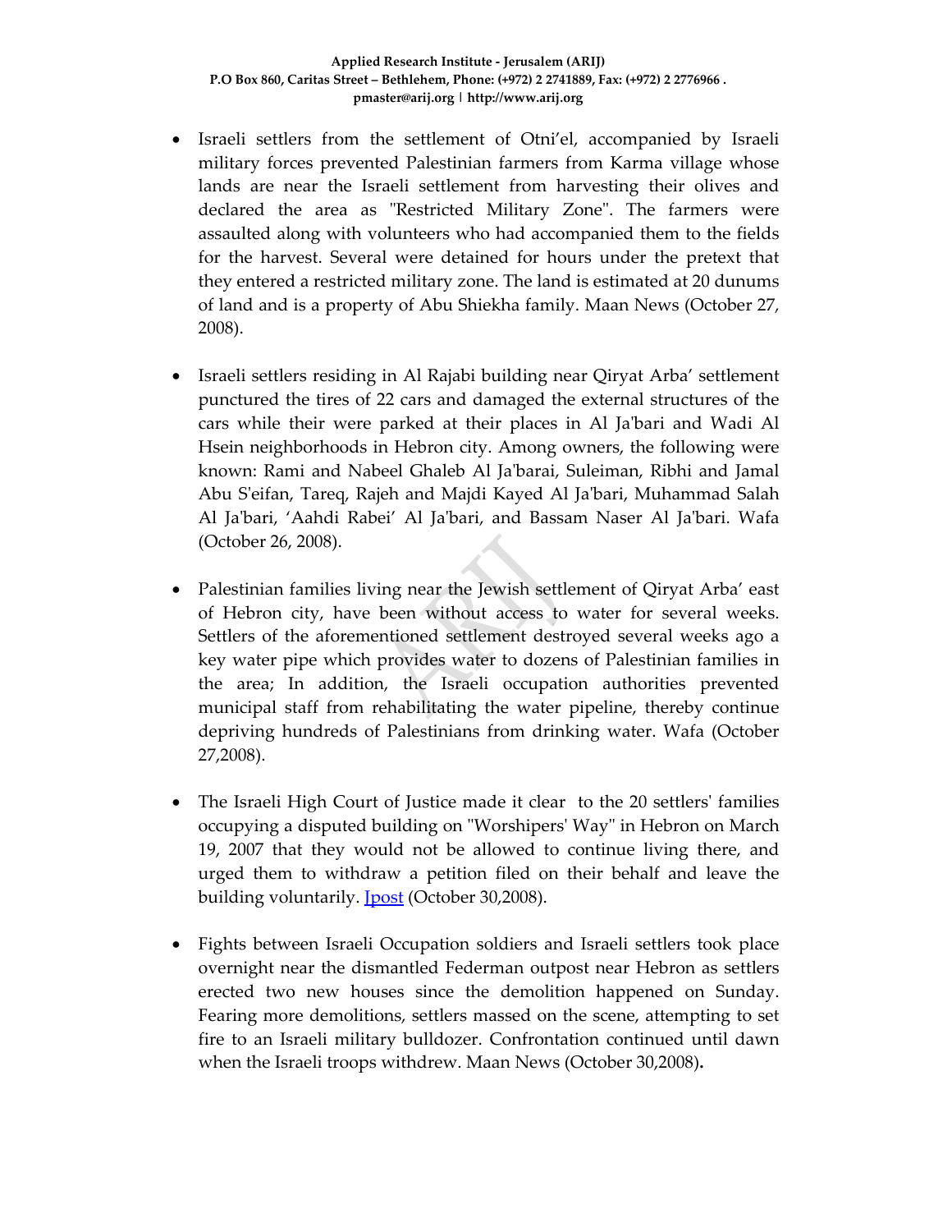- Israeli settlers from the settlement of Otni'el, accompanied by Israeli military forces prevented Palestinian farmers from Karma village whose lands are near the Israeli settlement from harvesting their olives and declared the area as "Restricted Military Zone". The farmers were assaulted along with volunteers who had accompanied them to the fields for the harvest. Several were detained for hours under the pretext that they entered a restricted military zone. The land is estimated at 20 dunums of land and is a property of Abu Shiekha family. Maan News (October 27, 2008).

- Israeli settlers residing in Al Rajabi building near Qiryat Arba' settlement punctured the tires of 22 cars and damaged the external structures of the cars while their were parked at their places in Al Ja'bari and Wadi Al Hsein neighborhoods in Hebron city. Among owners, the following were known: Rami and Nabeel Ghaleb Al Ja'barai, Suleiman, Ribhi and Jamal Abu S'eifan, Tareq, Rajeh and Majdi Kayed Al Ja'bari, Muhammad Salah Al Ja'bari, 'Aahdi Rabei' Al Ja'bari, and Bassam Naser Al Ja'bari. Wafa (October 26, 2008).

- Palestinian families living near the Jewish settlement of Qiryat Arba' east of Hebron city, have been without access to water for several weeks. Settlers of the aforementioned settlement destroyed several weeks ago a key water pipe which provides water to dozens of Palestinian families in the area; In addition, the Israeli occupation authorities prevented municipal staff from rehabilitating the water pipeline, thereby continue depriving hundreds of Palestinians from drinking water. Wafa (October 27,2008).

- The Israeli High Court of Justice made it clear to the 20 settlers' families occupying a disputed building on "Worshipers' Way" in Hebron on March 19, 2007 that they would not be allowed to continue living there, and urged them to withdraw a petition filed on their behalf and leave the building voluntarily. [Ipost] (October 30,2008).

- Fights between Israeli Occupation soldiers and Israeli settlers took place overnight near the dismantled Federman outpost near Hebron as settlers erected two new houses since the demolition happened on Sunday. Fearing more demolitions, settlers massed on the scene, attempting to set fire to an Israeli military bulldozer. Confrontation continued until dawn when the Israeli troops withdrew. Maan News (October 30,2008).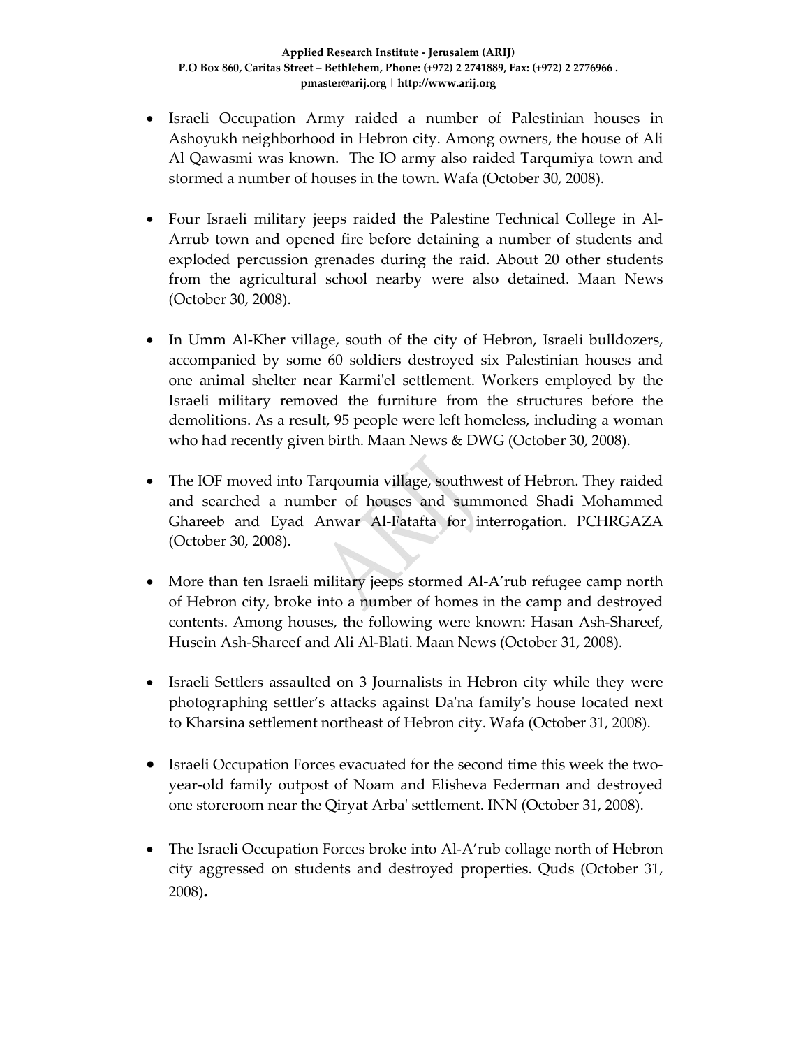- Israeli Occupation Army raided a number of Palestinian houses in Ashoyukh neighborhood in Hebron city. Among owners, the house of Ali Al Qawasmi was known. The IO army also raided Tarqumiya town and stormed a number of houses in the town. Wafa (October 30, 2008).

- Four Israeli military jeeps raided the Palestine Technical College in Al-Arrub town and opened fire before detaining a number of students and exploded percussion grenades during the raid. About 20 other students from the agricultural school nearby were also detained. Maan News (October 30, 2008).

- In Umm Al-Kher village, south of the city of Hebron, Israeli bulldozers, accompanied by some 60 soldiers destroyed six Palestinian houses and one animal shelter near Karmi'el settlement. Workers employed by the Israeli military removed the furniture from the structures before the demolitions. As a result, 95 people were left homeless, including a woman who had recently given birth. Maan News & DWG (October 30, 2008).

- The IOF moved into Tarqoumia village, southwest of Hebron. They raided and searched a number of houses and summoned Shadi Mohammed Ghareeb and Eyad Anwar Al-Fatafta for interrogation. PCHRGAZA (October 30, 2008).

- More than ten Israeli military jeeps stormed Al-A'rub refugee camp north of Hebron city, broke into a number of homes in the camp and destroyed contents. Among houses, the following were known: Hasan Ash-Shareef, Husein Ash-Shareef and Ali Al-Blati. Maan News (October 31, 2008).

- Israeli Settlers assaulted on 3 Journalists in Hebron city while they were photographing settler's attacks against Da'na family's house located next to Kharsina settlement northeast of Hebron city. Wafa (October 31, 2008).

- Israeli Occupation Forces evacuated for the second time this week the two-year-old family outpost of Noam and Elisheva Federman and destroyed one storeroom near the Qiryat Arba' settlement. INN (October 31, 2008).

- The Israeli Occupation Forces broke into Al-A'rub collage north of Hebron city aggressed on students and destroyed properties. Quds (October 31, 2008).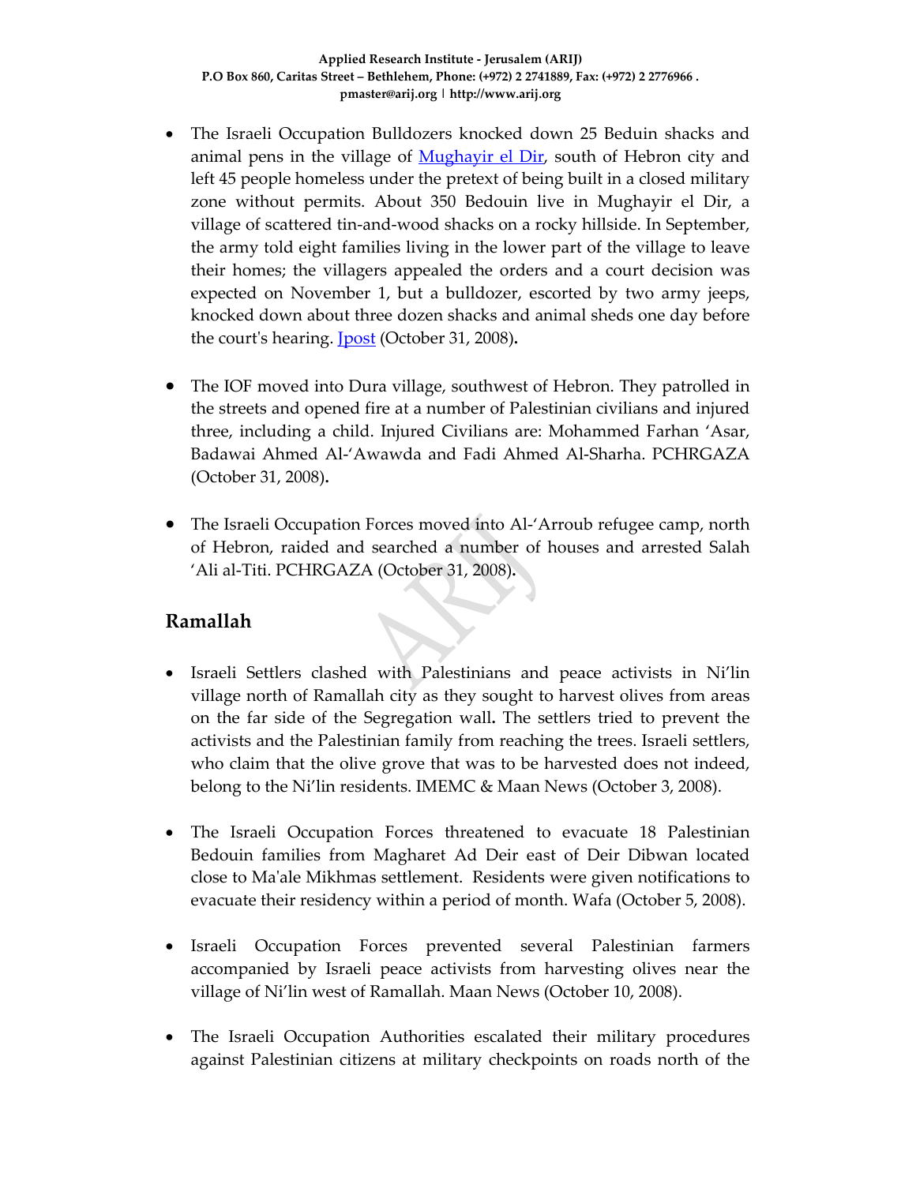- The Israeli Occupation Bulldozers knocked down 25 Beduin shacks and animal pens in the village of [Mughayir el Dir](), south of Hebron city and left 45 people homeless under the pretext of being built in a closed military zone without permits. About 350 Bedouin live in Mughayir el Dir, a village of scattered tin-and-wood shacks on a rocky hillside. In September, the army told eight families living in the lower part of the village to leave their homes; the villagers appealed the orders and a court decision was expected on November 1, but a bulldozer, escorted by two army jeeps, knocked down about three dozen shacks and animal sheds one day before the court's hearing. [Jpost]() (October 31, 2008).

- The IOF moved into Dura village, southwest of Hebron. They patrolled in the streets and opened fire at a number of Palestinian civilians and injured three, including a child. Injured Civilians are: Mohammed Farhan 'Asar, Badawai Ahmed Al-'Awawda and Fadi Ahmed Al-Sharha. PCHRGAZA (October 31, 2008).

- The Israeli Occupation Forces moved into Al-'Arroub refugee camp, north of Hebron, raided and searched a number of houses and arrested Salah 'Ali al-Titi. PCHRGAZA (October 31, 2008).

## Ramallah

- Israeli Settlers clashed with Palestinians and peace activists in Ni'lin village north of Ramallah city as they sought to harvest olives from areas on the far side of the Segregation wall**.** The settlers tried to prevent the activists and the Palestinian family from reaching the trees. Israeli settlers, who claim that the olive grove that was to be harvested does not indeed, belong to the Ni'lin residents. IMEMC & Maan News (October 3, 2008).

- The Israeli Occupation Forces threatened to evacuate 18 Palestinian Bedouin families from Magharet Ad Deir east of Deir Dibwan located close to Ma'ale Mikhmas settlement. Residents were given notifications to evacuate their residency within a period of month. Wafa (October 5, 2008).

- Israeli Occupation Forces prevented several Palestinian farmers accompanied by Israeli peace activists from harvesting olives near the village of Ni'lin west of Ramallah. Maan News (October 10, 2008).

- The Israeli Occupation Authorities escalated their military procedures against Palestinian citizens at military checkpoints on roads north of the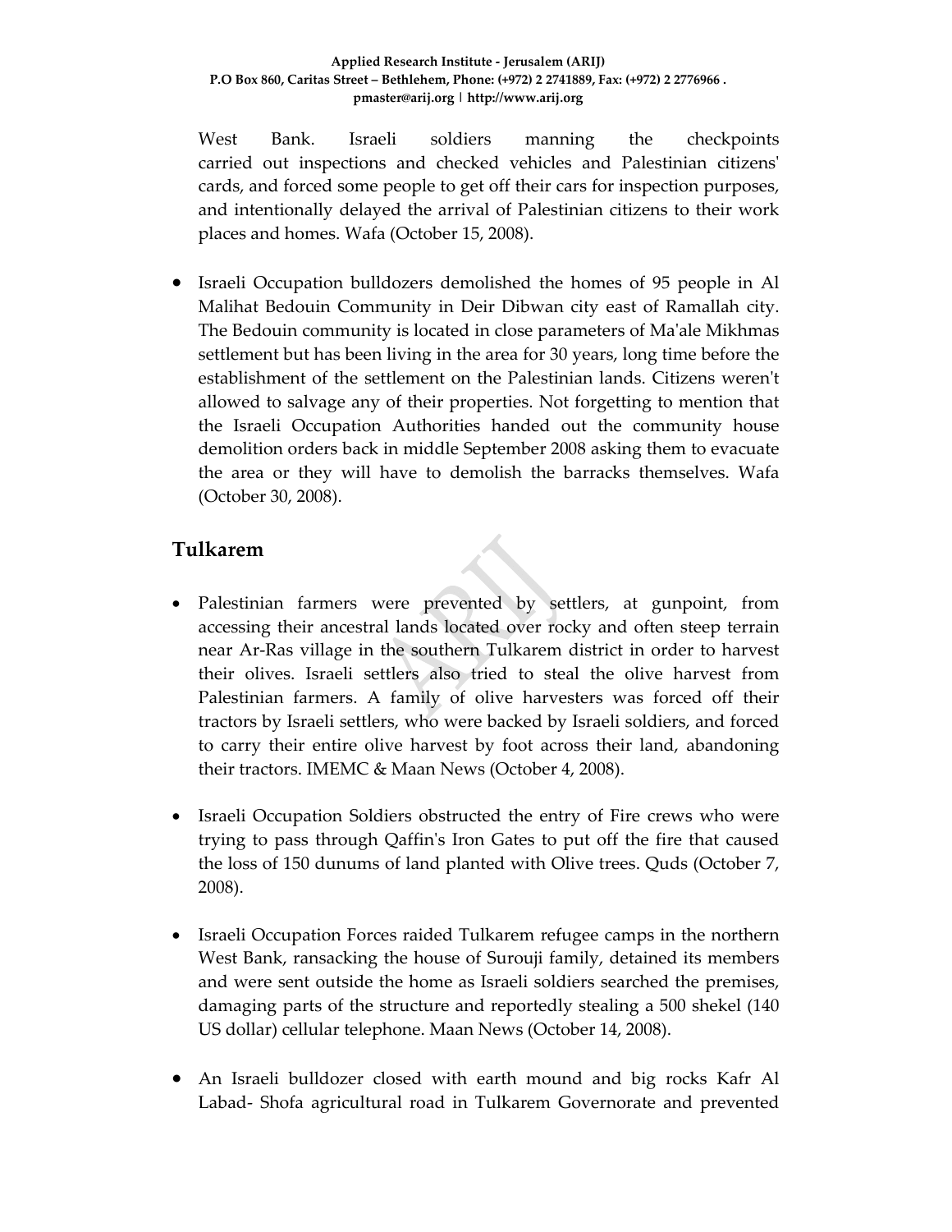West Bank. Israeli soldiers manning the checkpoints carried out inspections and checked vehicles and Palestinian citizens' cards, and forced some people to get off their cars for inspection purposes, and intentionally delayed the arrival of Palestinian citizens to their work places and homes. Wafa (October 15, 2008).

- Israeli Occupation bulldozers demolished the homes of 95 people in Al Malihat Bedouin Community in Deir Dibwan city east of Ramallah city. The Bedouin community is located in close parameters of Ma'ale Mikhmas settlement but has been living in the area for 30 years, long time before the establishment of the settlement on the Palestinian lands. Citizens weren't allowed to salvage any of their properties. Not forgetting to mention that the Israeli Occupation Authorities handed out the community house demolition orders back in middle September 2008 asking them to evacuate the area or they will have to demolish the barracks themselves. Wafa (October 30, 2008).

## Tulkarem

- Palestinian farmers were prevented by settlers, at gunpoint, from accessing their ancestral lands located over rocky and often steep terrain near Ar-Ras village in the southern Tulkarem district in order to harvest their olives. Israeli settlers also tried to steal the olive harvest from Palestinian farmers. A family of olive harvesters was forced off their tractors by Israeli settlers, who were backed by Israeli soldiers, and forced to carry their entire olive harvest by foot across their land, abandoning their tractors. IMEMC & Maan News (October 4, 2008).

- Israeli Occupation Soldiers obstructed the entry of Fire crews who were trying to pass through Qaffin's Iron Gates to put off the fire that caused the loss of 150 dunums of land planted with Olive trees. Quds (October 7, 2008).

- Israeli Occupation Forces raided Tulkarem refugee camps in the northern West Bank, ransacking the house of Surouji family, detained its members and were sent outside the home as Israeli soldiers searched the premises, damaging parts of the structure and reportedly stealing a 500 shekel (140 US dollar) cellular telephone. Maan News (October 14, 2008).

- An Israeli bulldozer closed with earth mound and big rocks Kafr Al Labad- Shofa agricultural road in Tulkarem Governorate and prevented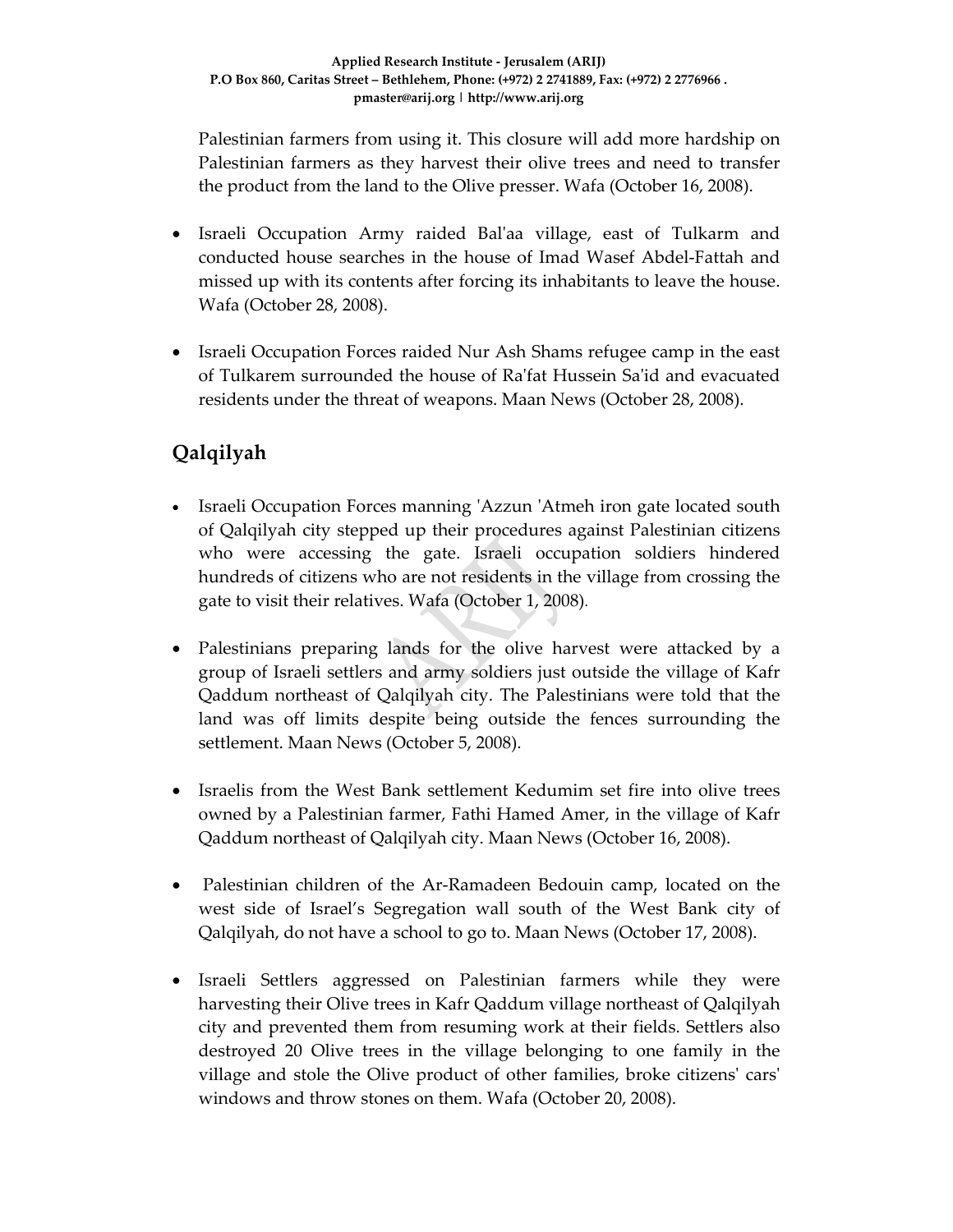Palestinian farmers from using it. This closure will add more hardship on Palestinian farmers as they harvest their olive trees and need to transfer the product from the land to the Olive presser. Wafa (October 16, 2008).

- Israeli Occupation Army raided Bal'aa village, east of Tulkarm and conducted house searches in the house of Imad Wasef Abdel-Fattah and missed up with its contents after forcing its inhabitants to leave the house. Wafa (October 28, 2008).

- Israeli Occupation Forces raided Nur Ash Shams refugee camp in the east of Tulkarem surrounded the house of Ra'fat Hussein Sa'id and evacuated residents under the threat of weapons. Maan News (October 28, 2008).

## Qalqilyah

- Israeli Occupation Forces manning 'Azzun 'Atmeh iron gate located south of Qalqilyah city stepped up their procedures against Palestinian citizens who were accessing the gate. Israeli occupation soldiers hindered hundreds of citizens who are not residents in the village from crossing the gate to visit their relatives. Wafa (October 1, 2008).

- Palestinians preparing lands for the olive harvest were attacked by a group of Israeli settlers and army soldiers just outside the village of Kafr Qaddum northeast of Qalqilyah city. The Palestinians were told that the land was off limits despite being outside the fences surrounding the settlement. Maan News (October 5, 2008).

- Israelis from the West Bank settlement Kedumim set fire into olive trees owned by a Palestinian farmer, Fathi Hamed Amer, in the village of Kafr Qaddum northeast of Qalqilyah city. Maan News (October 16, 2008).

- Palestinian children of the Ar-Ramadeen Bedouin camp, located on the west side of Israel's Segregation wall south of the West Bank city of Qalqilyah, do not have a school to go to. Maan News (October 17, 2008).

- Israeli Settlers aggressed on Palestinian farmers while they were harvesting their Olive trees in Kafr Qaddum village northeast of Qalqilyah city and prevented them from resuming work at their fields. Settlers also destroyed 20 Olive trees in the village belonging to one family in the village and stole the Olive product of other families, broke citizens' cars' windows and throw stones on them. Wafa (October 20, 2008).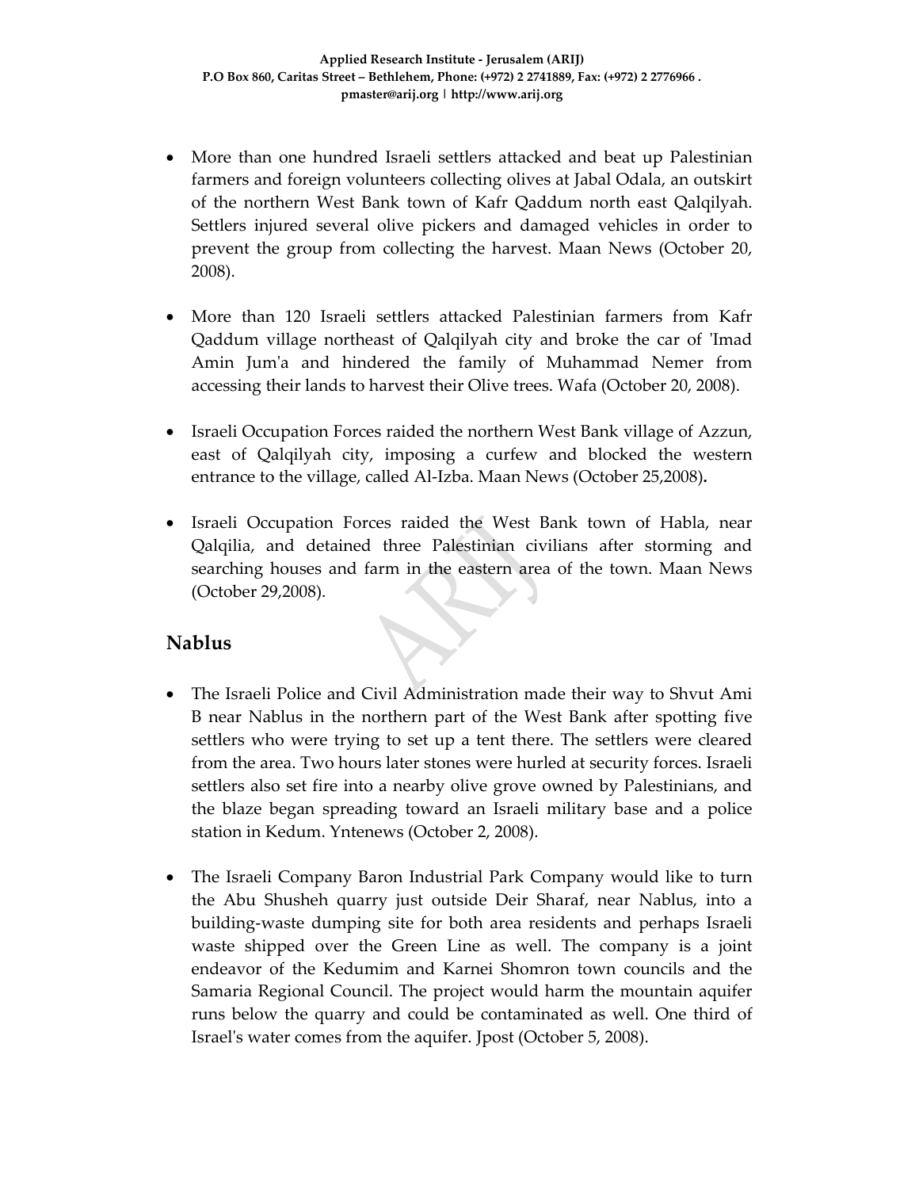- More than one hundred Israeli settlers attacked and beat up Palestinian farmers and foreign volunteers collecting olives at Jabal Odala, an outskirt of the northern West Bank town of Kafr Qaddum north east Qalqilyah. Settlers injured several olive pickers and damaged vehicles in order to prevent the group from collecting the harvest. Maan News (October 20, 2008).

- More than 120 Israeli settlers attacked Palestinian farmers from Kafr Qaddum village northeast of Qalqilyah city and broke the car of 'Imad Amin Jum'a and hindered the family of Muhammad Nemer from accessing their lands to harvest their Olive trees. Wafa (October 20, 2008).

- Israeli Occupation Forces raided the northern West Bank village of Azzun, east of Qalqilyah city, imposing a curfew and blocked the western entrance to the village, called Al-Izba. Maan News (October 25,2008).

- Israeli Occupation Forces raided the West Bank town of Habla, near Qalqilia, and detained three Palestinian civilians after storming and searching houses and farm in the eastern area of the town. Maan News (October 29,2008).

## Nablus

- The Israeli Police and Civil Administration made their way to Shvut Ami B near Nablus in the northern part of the West Bank after spotting five settlers who were trying to set up a tent there. The settlers were cleared from the area. Two hours later stones were hurled at security forces. Israeli settlers also set fire into a nearby olive grove owned by Palestinians, and the blaze began spreading toward an Israeli military base and a police station in Kedum. Yntenews (October 2, 2008).

- The Israeli Company Baron Industrial Park Company would like to turn the Abu Shusheh quarry just outside Deir Sharaf, near Nablus, into a building-waste dumping site for both area residents and perhaps Israeli waste shipped over the Green Line as well. The company is a joint endeavor of the Kedumim and Karnei Shomron town councils and the Samaria Regional Council. The project would harm the mountain aquifer runs below the quarry and could be contaminated as well. One third of Israel's water comes from the aquifer. Jpost (October 5, 2008).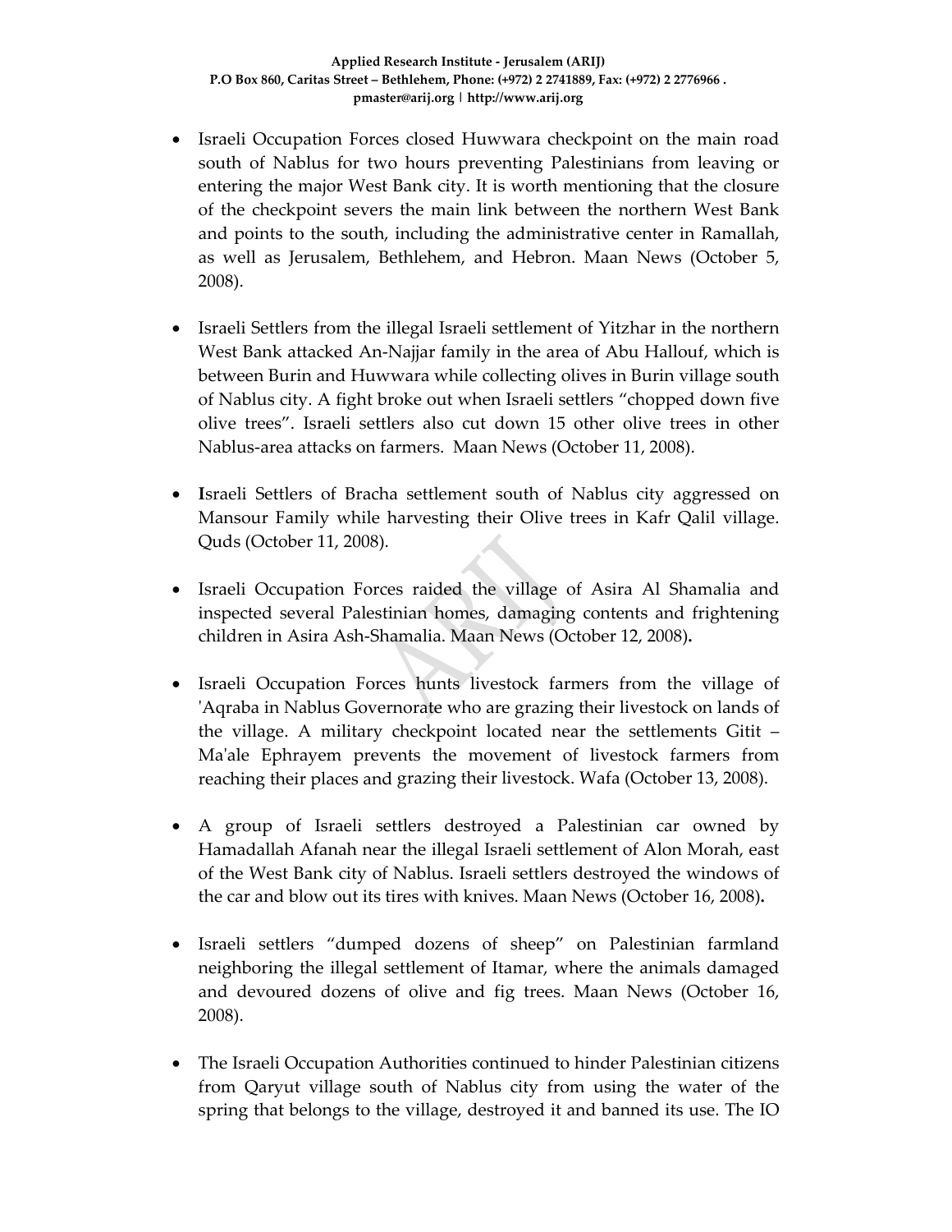- Israeli Occupation Forces closed Huwwara checkpoint on the main road south of Nablus for two hours preventing Palestinians from leaving or entering the major West Bank city. It is worth mentioning that the closure of the checkpoint severs the main link between the northern West Bank and points to the south, including the administrative center in Ramallah, as well as Jerusalem, Bethlehem, and Hebron. Maan News (October 5, 2008).

- Israeli Settlers from the illegal Israeli settlement of Yitzhar in the northern West Bank attacked An-Najjar family in the area of Abu Hallouf, which is between Burin and Huwwara while collecting olives in Burin village south of Nablus city. A fight broke out when Israeli settlers "chopped down five olive trees". Israeli settlers also cut down 15 other olive trees in other Nablus-area attacks on farmers. Maan News (October 11, 2008).

- **I**sraeli Settlers of Bracha settlement south of Nablus city aggressed on Mansour Family while harvesting their Olive trees in Kafr Qalil village. Quds (October 11, 2008).

- Israeli Occupation Forces raided the village of Asira Al Shamalia and inspected several Palestinian homes, damaging contents and frightening children in Asira Ash-Shamalia. Maan News (October 12, 2008)**.**

- Israeli Occupation Forces hunts livestock farmers from the village of 'Aqraba in Nablus Governorate who are grazing their livestock on lands of the village. A military checkpoint located near the settlements Gitit – Ma'ale Ephrayem prevents the movement of livestock farmers from reaching their places and grazing their livestock. Wafa (October 13, 2008).

- A group of Israeli settlers destroyed a Palestinian car owned by Hamadallah Afanah near the illegal Israeli settlement of Alon Morah, east of the West Bank city of Nablus. Israeli settlers destroyed the windows of the car and blow out its tires with knives. Maan News (October 16, 2008)**.**

- Israeli settlers "dumped dozens of sheep" on Palestinian farmland neighboring the illegal settlement of Itamar, where the animals damaged and devoured dozens of olive and fig trees. Maan News (October 16, 2008).

- The Israeli Occupation Authorities continued to hinder Palestinian citizens from Qaryut village south of Nablus city from using the water of the spring that belongs to the village, destroyed it and banned its use. The IO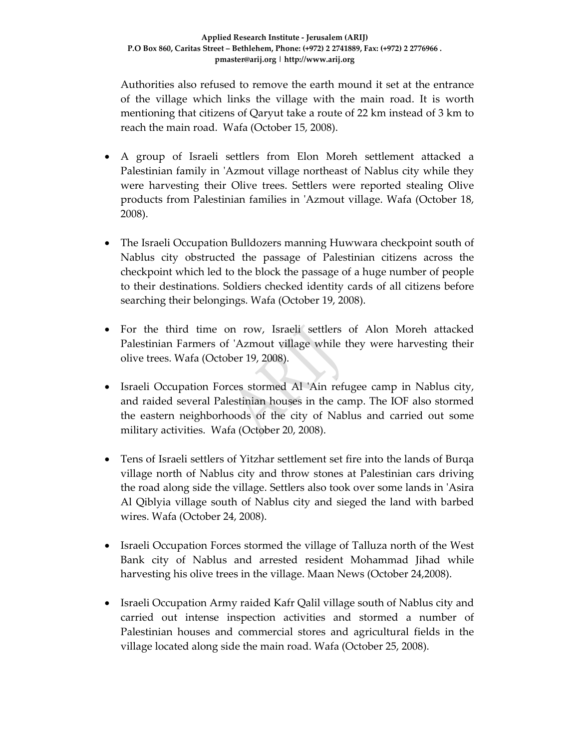Authorities also refused to remove the earth mound it set at the entrance of the village which links the village with the main road. It is worth mentioning that citizens of Qaryut take a route of 22 km instead of 3 km to reach the main road. Wafa (October 15, 2008).

- A group of Israeli settlers from Elon Moreh settlement attacked a Palestinian family in 'Azmout village northeast of Nablus city while they were harvesting their Olive trees. Settlers were reported stealing Olive products from Palestinian families in 'Azmout village. Wafa (October 18, 2008).

- The Israeli Occupation Bulldozers manning Huwwara checkpoint south of Nablus city obstructed the passage of Palestinian citizens across the checkpoint which led to the block the passage of a huge number of people to their destinations. Soldiers checked identity cards of all citizens before searching their belongings. Wafa (October 19, 2008).

- For the third time on row, Israeli settlers of Alon Moreh attacked Palestinian Farmers of 'Azmout village while they were harvesting their olive trees. Wafa (October 19, 2008).

- Israeli Occupation Forces stormed Al 'Ain refugee camp in Nablus city, and raided several Palestinian houses in the camp. The IOF also stormed the eastern neighborhoods of the city of Nablus and carried out some military activities. Wafa (October 20, 2008).

- Tens of Israeli settlers of Yitzhar settlement set fire into the lands of Burqa village north of Nablus city and throw stones at Palestinian cars driving the road along side the village. Settlers also took over some lands in 'Asira Al Qiblyia village south of Nablus city and sieged the land with barbed wires. Wafa (October 24, 2008).

- Israeli Occupation Forces stormed the village of Talluza north of the West Bank city of Nablus and arrested resident Mohammad Jihad while harvesting his olive trees in the village. Maan News (October 24,2008).

- Israeli Occupation Army raided Kafr Qalil village south of Nablus city and carried out intense inspection activities and stormed a number of Palestinian houses and commercial stores and agricultural fields in the village located along side the main road. Wafa (October 25, 2008).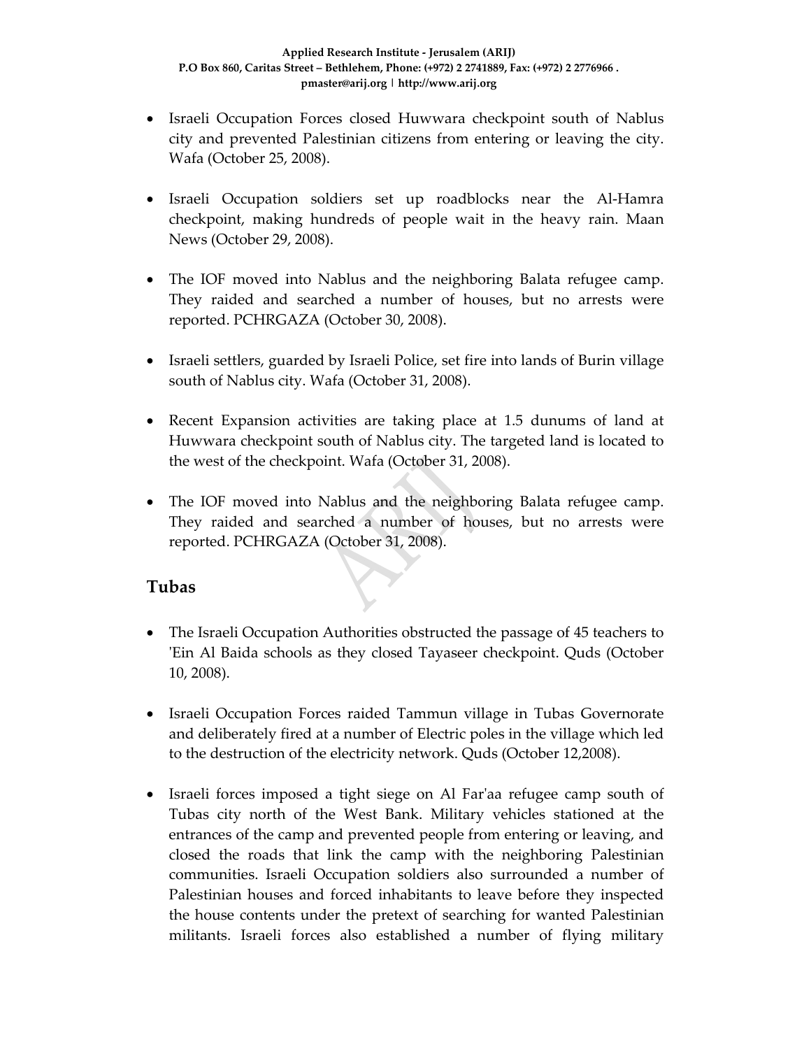- Israeli Occupation Forces closed Huwwara checkpoint south of Nablus city and prevented Palestinian citizens from entering or leaving the city. Wafa (October 25, 2008).

- Israeli Occupation soldiers set up roadblocks near the Al-Hamra checkpoint, making hundreds of people wait in the heavy rain. Maan News (October 29, 2008).

- The IOF moved into Nablus and the neighboring Balata refugee camp. They raided and searched a number of houses, but no arrests were reported. PCHRGAZA (October 30, 2008).

- Israeli settlers, guarded by Israeli Police, set fire into lands of Burin village south of Nablus city. Wafa (October 31, 2008).

- Recent Expansion activities are taking place at 1.5 dunums of land at Huwwara checkpoint south of Nablus city. The targeted land is located to the west of the checkpoint. Wafa (October 31, 2008).

- The IOF moved into Nablus and the neighboring Balata refugee camp. They raided and searched a number of houses, but no arrests were reported. PCHRGAZA (October 31, 2008).

## Tubas

- The Israeli Occupation Authorities obstructed the passage of 45 teachers to 'Ein Al Baida schools as they closed Tayaseer checkpoint. Quds (October 10, 2008).

- Israeli Occupation Forces raided Tammun village in Tubas Governorate and deliberately fired at a number of Electric poles in the village which led to the destruction of the electricity network. Quds (October 12,2008).

- Israeli forces imposed a tight siege on Al Far'aa refugee camp south of Tubas city north of the West Bank. Military vehicles stationed at the entrances of the camp and prevented people from entering or leaving, and closed the roads that link the camp with the neighboring Palestinian communities. Israeli Occupation soldiers also surrounded a number of Palestinian houses and forced inhabitants to leave before they inspected the house contents under the pretext of searching for wanted Palestinian militants. Israeli forces also established a number of flying military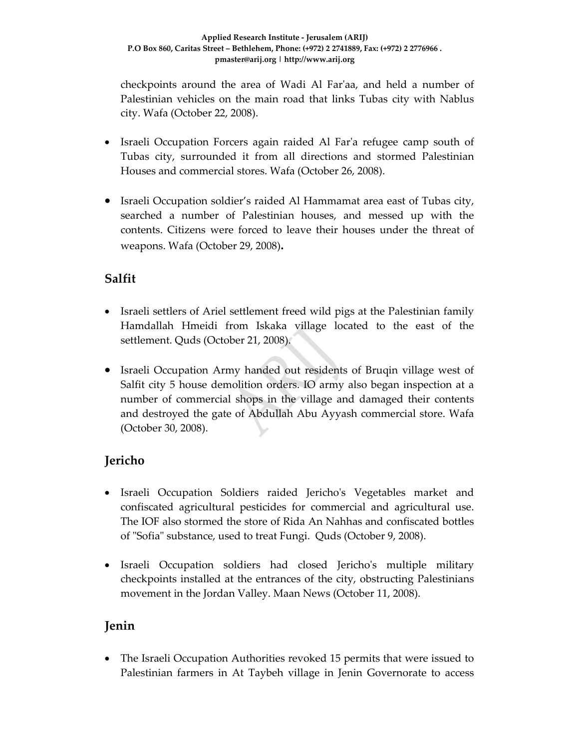checkpoints around the area of Wadi Al Far'aa, and held a number of Palestinian vehicles on the main road that links Tubas city with Nablus city. Wafa (October 22, 2008).

- Israeli Occupation Forcers again raided Al Far'a refugee camp south of Tubas city, surrounded it from all directions and stormed Palestinian Houses and commercial stores. Wafa (October 26, 2008).

- Israeli Occupation soldier's raided Al Hammamat area east of Tubas city, searched a number of Palestinian houses, and messed up with the contents. Citizens were forced to leave their houses under the threat of weapons. Wafa (October 29, 2008).

## Salfit

- Israeli settlers of Ariel settlement freed wild pigs at the Palestinian family Hamdallah Hmeidi from Iskaka village located to the east of the settlement. Quds (October 21, 2008).

- Israeli Occupation Army handed out residents of Bruqin village west of Salfit city 5 house demolition orders. IO army also began inspection at a number of commercial shops in the village and damaged their contents and destroyed the gate of Abdullah Abu Ayyash commercial store. Wafa (October 30, 2008).

## Jericho

- Israeli Occupation Soldiers raided Jericho's Vegetables market and confiscated agricultural pesticides for commercial and agricultural use. The IOF also stormed the store of Rida An Nahhas and confiscated bottles of "Sofia" substance, used to treat Fungi. Quds (October 9, 2008).

- Israeli Occupation soldiers had closed Jericho's multiple military checkpoints installed at the entrances of the city, obstructing Palestinians movement in the Jordan Valley. Maan News (October 11, 2008).

## Jenin

- The Israeli Occupation Authorities revoked 15 permits that were issued to Palestinian farmers in At Taybeh village in Jenin Governorate to access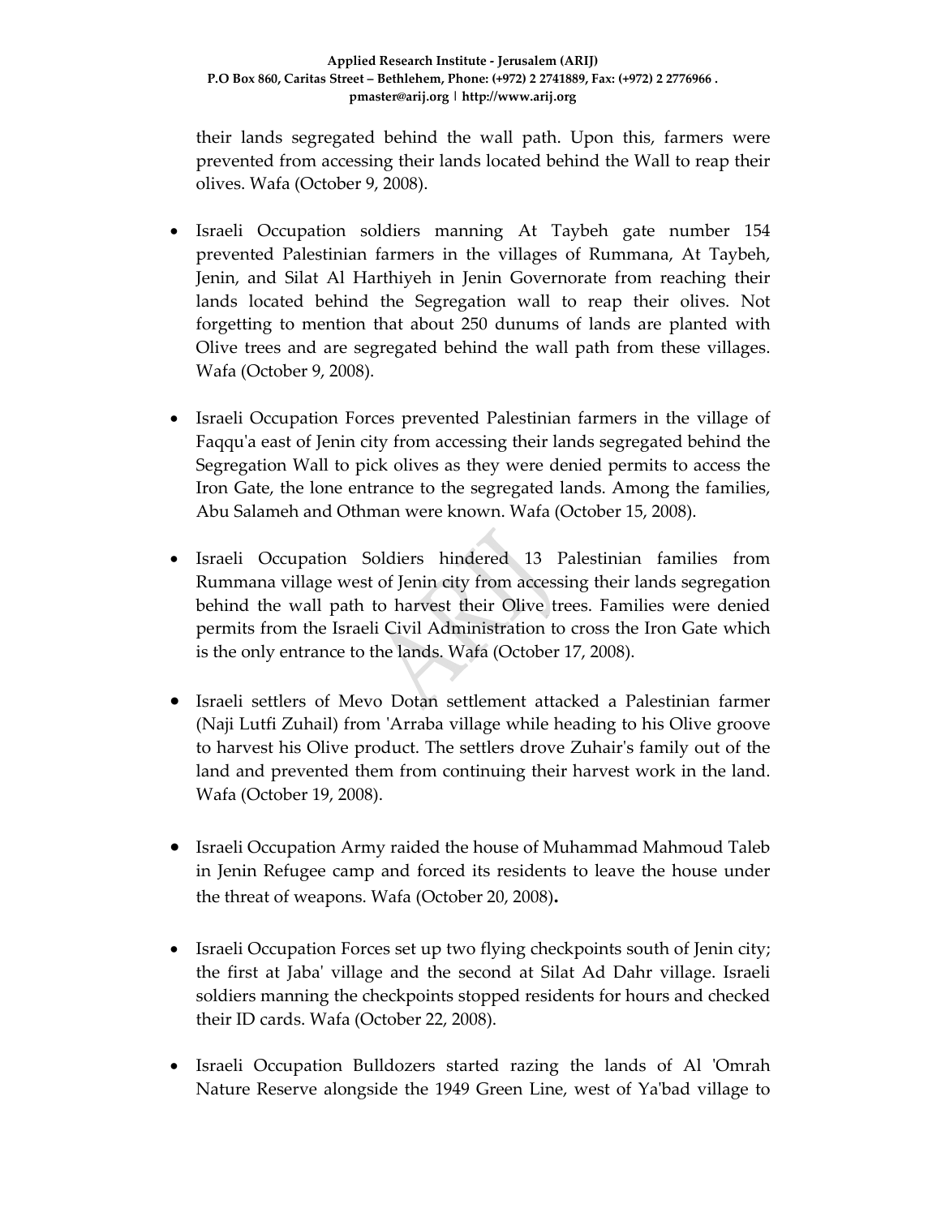their lands segregated behind the wall path. Upon this, farmers were prevented from accessing their lands located behind the Wall to reap their olives. Wafa (October 9, 2008).

- Israeli Occupation soldiers manning At Taybeh gate number 154 prevented Palestinian farmers in the villages of Rummana, At Taybeh, Jenin, and Silat Al Harthiyeh in Jenin Governorate from reaching their lands located behind the Segregation wall to reap their olives. Not forgetting to mention that about 250 dunums of lands are planted with Olive trees and are segregated behind the wall path from these villages. Wafa (October 9, 2008).

- Israeli Occupation Forces prevented Palestinian farmers in the village of Faqqu'a east of Jenin city from accessing their lands segregated behind the Segregation Wall to pick olives as they were denied permits to access the Iron Gate, the lone entrance to the segregated lands. Among the families, Abu Salameh and Othman were known. Wafa (October 15, 2008).

- Israeli Occupation Soldiers hindered 13 Palestinian families from Rummana village west of Jenin city from accessing their lands segregation behind the wall path to harvest their Olive trees. Families were denied permits from the Israeli Civil Administration to cross the Iron Gate which is the only entrance to the lands. Wafa (October 17, 2008).

- Israeli settlers of Mevo Dotan settlement attacked a Palestinian farmer (Naji Lutfi Zuhail) from 'Arraba village while heading to his Olive groove to harvest his Olive product. The settlers drove Zuhair's family out of the land and prevented them from continuing their harvest work in the land. Wafa (October 19, 2008).

- Israeli Occupation Army raided the house of Muhammad Mahmoud Taleb in Jenin Refugee camp and forced its residents to leave the house under the threat of weapons. Wafa (October 20, 2008)**.**

- Israeli Occupation Forces set up two flying checkpoints south of Jenin city; the first at Jaba' village and the second at Silat Ad Dahr village. Israeli soldiers manning the checkpoints stopped residents for hours and checked their ID cards. Wafa (October 22, 2008).

- Israeli Occupation Bulldozers started razing the lands of Al 'Omrah Nature Reserve alongside the 1949 Green Line, west of Ya'bad village to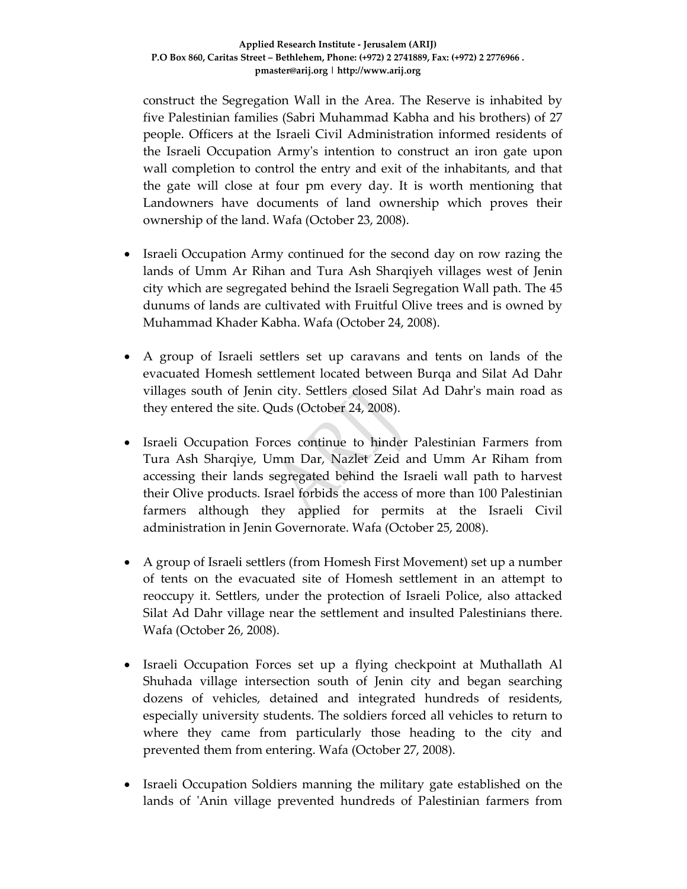construct the Segregation Wall in the Area. The Reserve is inhabited by five Palestinian families (Sabri Muhammad Kabha and his brothers) of 27 people. Officers at the Israeli Civil Administration informed residents of the Israeli Occupation Army's intention to construct an iron gate upon wall completion to control the entry and exit of the inhabitants, and that the gate will close at four pm every day. It is worth mentioning that Landowners have documents of land ownership which proves their ownership of the land. Wafa (October 23, 2008).

- Israeli Occupation Army continued for the second day on row razing the lands of Umm Ar Rihan and Tura Ash Sharqiyeh villages west of Jenin city which are segregated behind the Israeli Segregation Wall path. The 45 dunums of lands are cultivated with Fruitful Olive trees and is owned by Muhammad Khader Kabha. Wafa (October 24, 2008).

- A group of Israeli settlers set up caravans and tents on lands of the evacuated Homesh settlement located between Burqa and Silat Ad Dahr villages south of Jenin city. Settlers closed Silat Ad Dahr's main road as they entered the site. Quds (October 24, 2008).

- Israeli Occupation Forces continue to hinder Palestinian Farmers from Tura Ash Sharqiye, Umm Dar, Nazlet Zeid and Umm Ar Riham from accessing their lands segregated behind the Israeli wall path to harvest their Olive products. Israel forbids the access of more than 100 Palestinian farmers although they applied for permits at the Israeli Civil administration in Jenin Governorate. Wafa (October 25, 2008).

- A group of Israeli settlers (from Homesh First Movement) set up a number of tents on the evacuated site of Homesh settlement in an attempt to reoccupy it. Settlers, under the protection of Israeli Police, also attacked Silat Ad Dahr village near the settlement and insulted Palestinians there. Wafa (October 26, 2008).

- Israeli Occupation Forces set up a flying checkpoint at Muthallath Al Shuhada village intersection south of Jenin city and began searching dozens of vehicles, detained and integrated hundreds of residents, especially university students. The soldiers forced all vehicles to return to where they came from particularly those heading to the city and prevented them from entering. Wafa (October 27, 2008).

- Israeli Occupation Soldiers manning the military gate established on the lands of 'Anin village prevented hundreds of Palestinian farmers from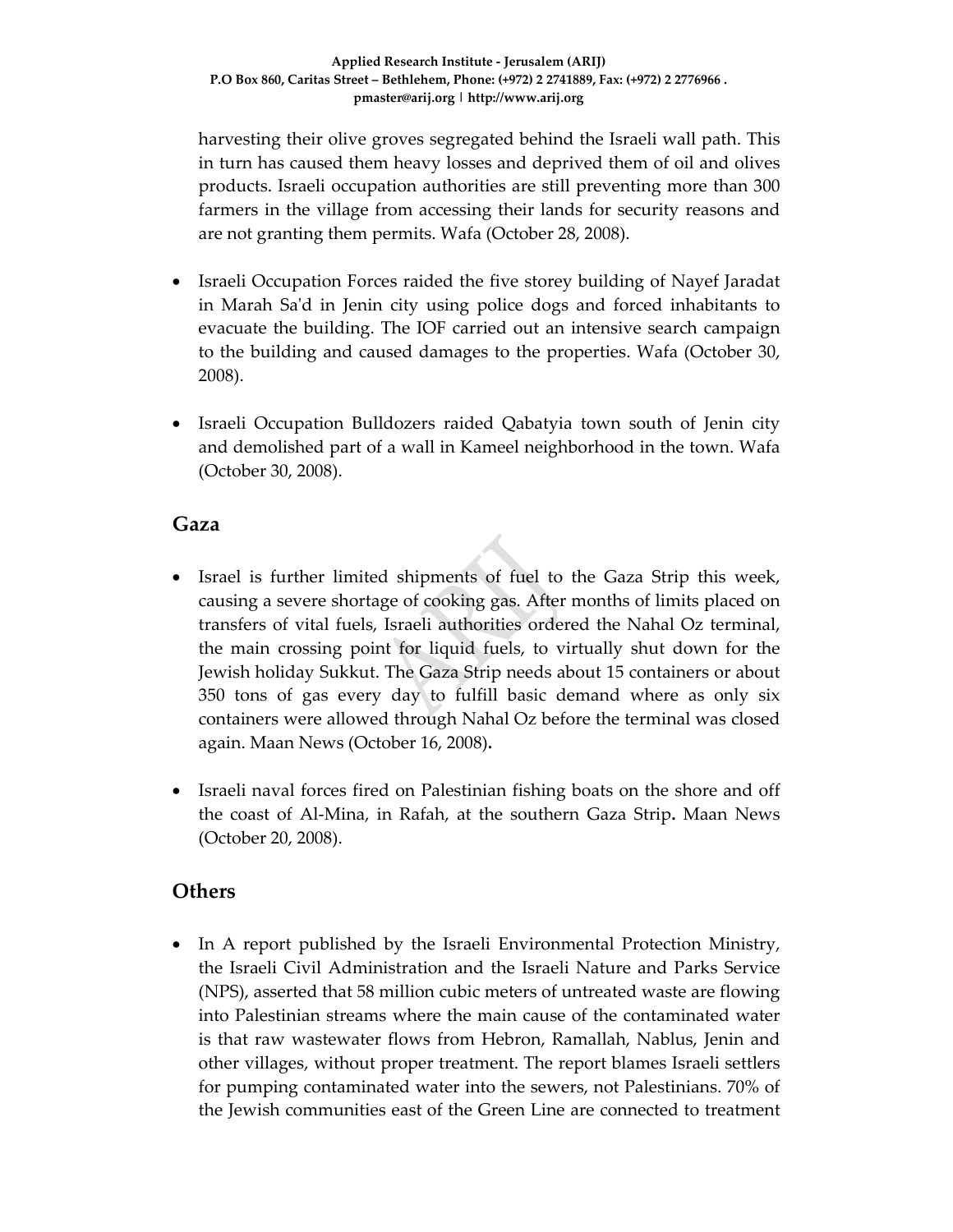harvesting their olive groves segregated behind the Israeli wall path. This in turn has caused them heavy losses and deprived them of oil and olives products. Israeli occupation authorities are still preventing more than 300 farmers in the village from accessing their lands for security reasons and are not granting them permits. Wafa (October 28, 2008).

- Israeli Occupation Forces raided the five storey building of Nayef Jaradat in Marah Sa'd in Jenin city using police dogs and forced inhabitants to evacuate the building. The IOF carried out an intensive search campaign to the building and caused damages to the properties. Wafa (October 30, 2008).

- Israeli Occupation Bulldozers raided Qabatyia town south of Jenin city and demolished part of a wall in Kameel neighborhood in the town. Wafa (October 30, 2008).

## Gaza

- Israel is further limited shipments of fuel to the Gaza Strip this week, causing a severe shortage of cooking gas. After months of limits placed on transfers of vital fuels, Israeli authorities ordered the Nahal Oz terminal, the main crossing point for liquid fuels, to virtually shut down for the Jewish holiday Sukkut. The Gaza Strip needs about 15 containers or about 350 tons of gas every day to fulfill basic demand where as only six containers were allowed through Nahal Oz before the terminal was closed again. Maan News (October 16, 2008)**.**

- Israeli naval forces fired on Palestinian fishing boats on the shore and off the coast of Al-Mina, in Rafah, at the southern Gaza Strip**.** Maan News (October 20, 2008).

## Others

- In A report published by the Israeli Environmental Protection Ministry, the Israeli Civil Administration and the Israeli Nature and Parks Service (NPS), asserted that 58 million cubic meters of untreated waste are flowing into Palestinian streams where the main cause of the contaminated water is that raw wastewater flows from Hebron, Ramallah, Nablus, Jenin and other villages, without proper treatment. The report blames Israeli settlers for pumping contaminated water into the sewers, not Palestinians. 70% of the Jewish communities east of the Green Line are connected to treatment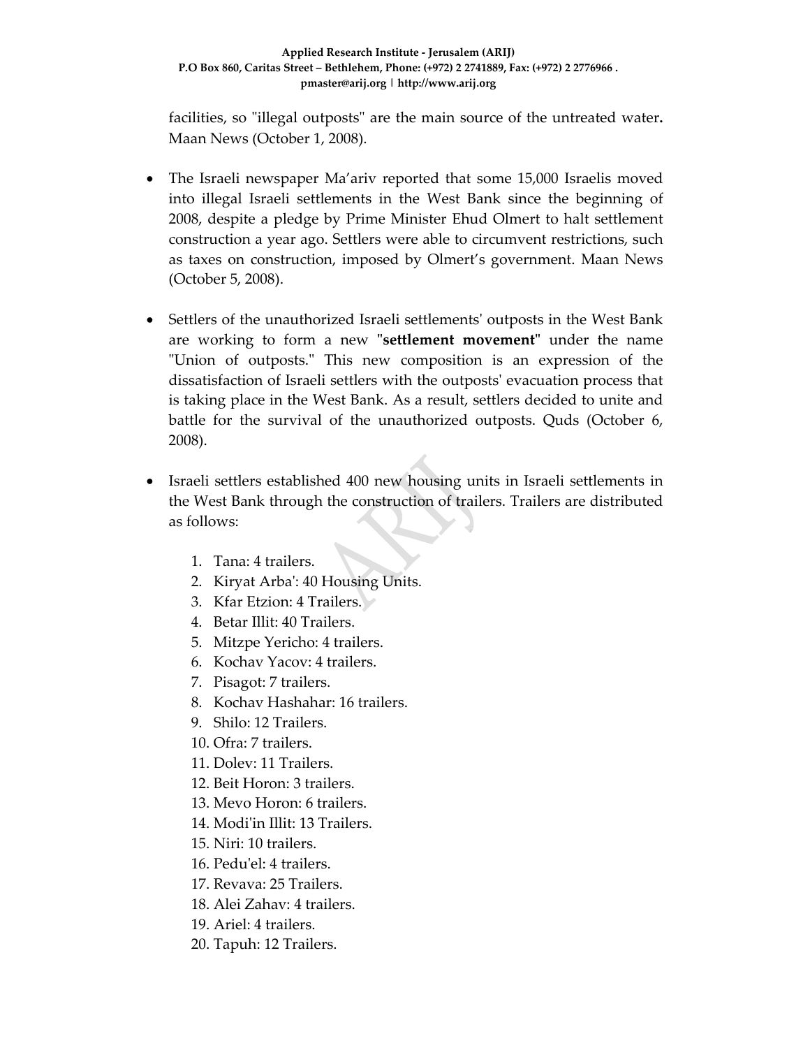facilities, so "illegal outposts" are the main source of the untreated water**.** Maan News (October 1, 2008).

- The Israeli newspaper Ma'ariv reported that some 15,000 Israelis moved into illegal Israeli settlements in the West Bank since the beginning of 2008, despite a pledge by Prime Minister Ehud Olmert to halt settlement construction a year ago. Settlers were able to circumvent restrictions, such as taxes on construction, imposed by Olmert's government. Maan News (October 5, 2008).

- Settlers of the unauthorized Israeli settlements' outposts in the West Bank are working to form a new "**settlement movement**" under the name "Union of outposts." This new composition is an expression of the dissatisfaction of Israeli settlers with the outposts' evacuation process that is taking place in the West Bank. As a result, settlers decided to unite and battle for the survival of the unauthorized outposts. Quds (October 6, 2008).

- Israeli settlers established 400 new housing units in Israeli settlements in the West Bank through the construction of trailers. Trailers are distributed as follows:

  1. Tana: 4 trailers.
  2. Kiryat Arba': 40 Housing Units.
  3. Kfar Etzion: 4 Trailers.
  4. Betar Illit: 40 Trailers.
  5. Mitzpe Yericho: 4 trailers.
  6. Kochav Yacov: 4 trailers.
  7. Pisagot: 7 trailers.
  8. Kochav Hashahar: 16 trailers.
  9. Shilo: 12 Trailers.
  10. Ofra: 7 trailers.
  11. Dolev: 11 Trailers.
  12. Beit Horon: 3 trailers.
  13. Mevo Horon: 6 trailers.
  14. Modi'in Illit: 13 Trailers.
  15. Niri: 10 trailers.
  16. Pedu'el: 4 trailers.
  17. Revava: 25 Trailers.
  18. Alei Zahav: 4 trailers.
  19. Ariel: 4 trailers.
  20. Tapuh: 12 Trailers.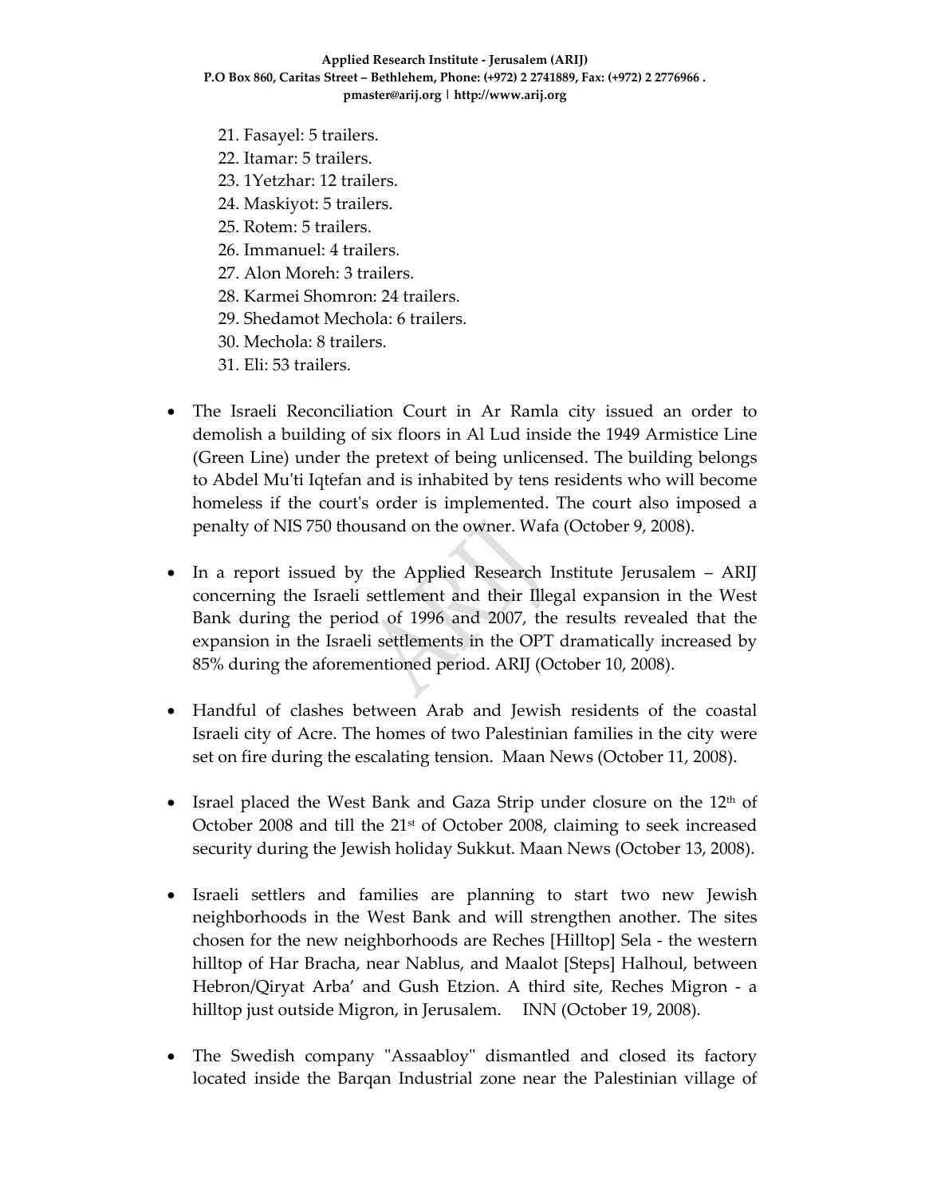21. Fasayel: 5 trailers.
22. Itamar: 5 trailers.
23. 1Yetzhar: 12 trailers.
24. Maskiyot: 5 trailers.
25. Rotem: 5 trailers.
26. Immanuel: 4 trailers.
27. Alon Moreh: 3 trailers.
28. Karmei Shomron: 24 trailers.
29. Shedamot Mechola: 6 trailers.
30. Mechola: 8 trailers.
31. Eli: 53 trailers.

- The Israeli Reconciliation Court in Ar Ramla city issued an order to demolish a building of six floors in Al Lud inside the 1949 Armistice Line (Green Line) under the pretext of being unlicensed. The building belongs to Abdel Mu'ti Iqtefan and is inhabited by tens residents who will become homeless if the court's order is implemented. The court also imposed a penalty of NIS 750 thousand on the owner. Wafa (October 9, 2008).

- In a report issued by the Applied Research Institute Jerusalem – ARIJ concerning the Israeli settlement and their Illegal expansion in the West Bank during the period of 1996 and 2007, the results revealed that the expansion in the Israeli settlements in the OPT dramatically increased by 85% during the aforementioned period. ARIJ (October 10, 2008).

- Handful of clashes between Arab and Jewish residents of the coastal Israeli city of Acre. The homes of two Palestinian families in the city were set on fire during the escalating tension. Maan News (October 11, 2008).

- Israel placed the West Bank and Gaza Strip under closure on the 12th of October 2008 and till the 21st of October 2008, claiming to seek increased security during the Jewish holiday Sukkut. Maan News (October 13, 2008).

- Israeli settlers and families are planning to start two new Jewish neighborhoods in the West Bank and will strengthen another. The sites chosen for the new neighborhoods are Reches [Hilltop] Sela - the western hilltop of Har Bracha, near Nablus, and Maalot [Steps] Halhoul, between Hebron/Qiryat Arba' and Gush Etzion. A third site, Reches Migron - a hilltop just outside Migron, in Jerusalem. INN (October 19, 2008).

- The Swedish company "Assaabloy" dismantled and closed its factory located inside the Barqan Industrial zone near the Palestinian village of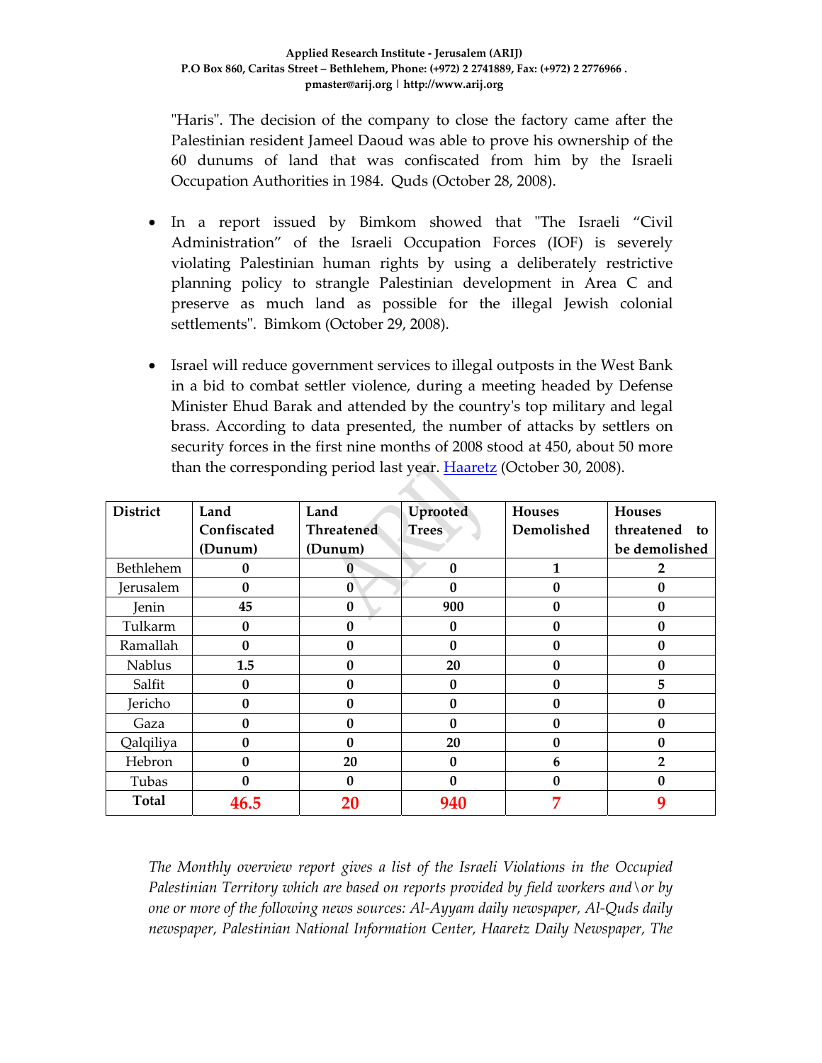"Haris". The decision of the company to close the factory came after the Palestinian resident Jameel Daoud was able to prove his ownership of the 60 dunums of land that was confiscated from him by the Israeli Occupation Authorities in 1984. Quds (October 28, 2008).

- In a report issued by Bimkom showed that "The Israeli “Civil Administration” of the Israeli Occupation Forces (IOF) is severely violating Palestinian human rights by using a deliberately restrictive planning policy to strangle Palestinian development in Area C and preserve as much land as possible for the illegal Jewish colonial settlements". Bimkom (October 29, 2008).

- Israel will reduce government services to illegal outposts in the West Bank in a bid to combat settler violence, during a meeting headed by Defense Minister Ehud Barak and attended by the country's top military and legal brass. According to data presented, the number of attacks by settlers on security forces in the first nine months of 2008 stood at 450, about 50 more than the corresponding period last year. Haaretz (October 30, 2008).

| District | Land Confiscated (Dunum) | Land Threatened (Dunum) | Uprooted Trees | Houses Demolished | Houses threatened to be demolished |
|---|---|---|---|---|---|
| Bethlehem | 0 | 0 | 0 | 1 | 2 |
| Jerusalem | 0 | 0 | 0 | 0 | 0 |
| Jenin | 45 | 0 | 900 | 0 | 0 |
| Tulkarm | 0 | 0 | 0 | 0 | 0 |
| Ramallah | 0 | 0 | 0 | 0 | 0 |
| Nablus | 1.5 | 0 | 20 | 0 | 0 |
| Salfit | 0 | 0 | 0 | 0 | 5 |
| Jericho | 0 | 0 | 0 | 0 | 0 |
| Gaza | 0 | 0 | 0 | 0 | 0 |
| Qalqiliya | 0 | 0 | 20 | 0 | 0 |
| Hebron | 0 | 20 | 0 | 6 | 2 |
| Tubas | 0 | 0 | 0 | 0 | 0 |
| **Total** | **46.5** | **20** | **940** | **7** | **9** |

*The Monthly overview report gives a list of the Israeli Violations in the Occupied Palestinian Territory which are based on reports provided by field workers and\or by one or more of the following news sources: Al-Ayyam daily newspaper, Al-Quds daily newspaper, Palestinian National Information Center, Haaretz Daily Newspaper, The*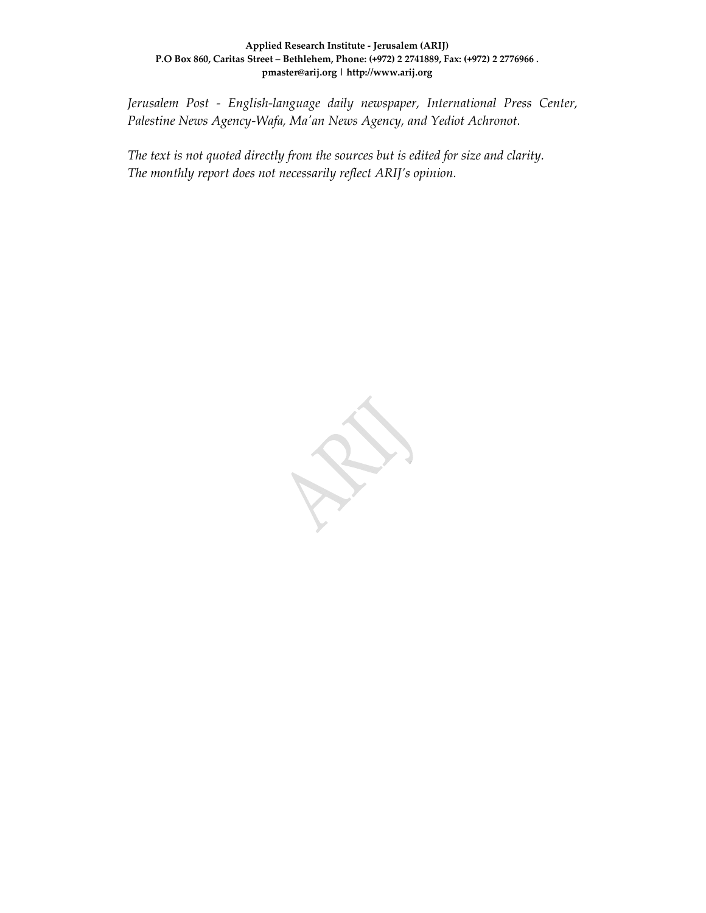*Jerusalem Post - English-language daily newspaper, International Press Center, Palestine News Agency-Wafa, Ma'an News Agency, and Yediot Achronot.*

*The text is not quoted directly from the sources but is edited for size and clarity. The monthly report does not necessarily reflect ARIJ's opinion.*